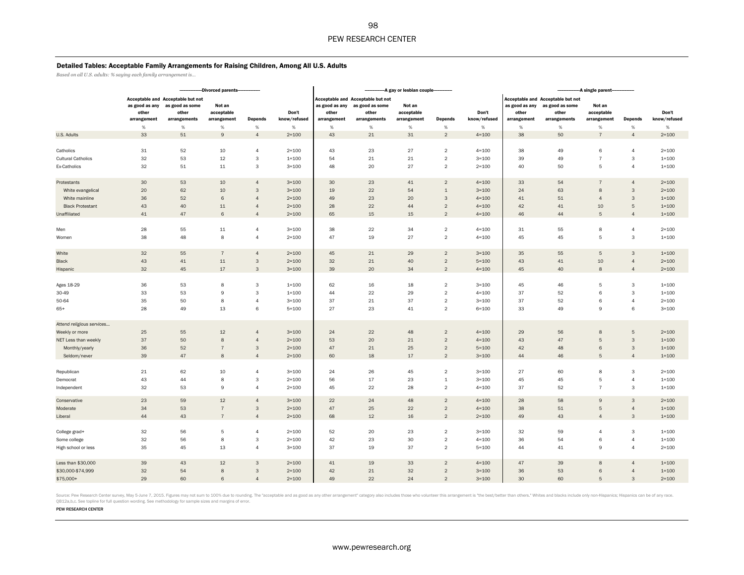### Detailed Tables: Acceptable Family Arrangements for Raising Children, Among All U.S. Adults

*Based on all U.S. adults: % saying each family arrangement is…*

| | Divorced parents | | | | | A gay or lesbian couple | | | | | A single parent | | | | |
|---|---|---|---|---|---|---|---|---|---|---|---|---|---|---|---|
| | Acceptable and as good as any other arrangement | Acceptable but not as good as some other arrangements | Not an acceptable arrangement | Depends | Don't know/refused | Acceptable and as good as any other arrangement | Acceptable but not as good as some other arrangements | Not an acceptable arrangement | Depends | Don't know/refused | Acceptable and as good as any other arrangement | Acceptable but not as good as some other arrangements | Not an acceptable arrangement | Depends | Don't know/refused |
| | % | % | % | % | % | % | % | % | % | % | % | % | % | % | % |
| U.S. Adults | 33 | 51 | 9 | 4 | 2=100 | 43 | 21 | 31 | 2 | 4=100 | 38 | 50 | 7 | 4 | 2=100 |
| Catholics | 31 | 52 | 10 | 4 | 2=100 | 43 | 23 | 27 | 2 | 4=100 | 38 | 49 | 6 | 4 | 2=100 |
| Cultural Catholics | 32 | 53 | 12 | 3 | 1=100 | 54 | 21 | 21 | 2 | 3=100 | 39 | 49 | 7 | 3 | 1=100 |
| Ex-Catholics | 32 | 51 | 11 | 3 | 3=100 | 48 | 20 | 27 | 2 | 2=100 | 40 | 50 | 5 | 4 | 1=100 |
| Protestants | 30 | 53 | 10 | 4 | 3=100 | 30 | 23 | 41 | 2 | 4=100 | 33 | 54 | 7 | 4 | 2=100 |
| White evangelical | 20 | 62 | 10 | 3 | 3=100 | 19 | 22 | 54 | 1 | 3=100 | 24 | 63 | 8 | 3 | 2=100 |
| White mainline | 36 | 52 | 6 | 4 | 2=100 | 49 | 23 | 20 | 3 | 4=100 | 41 | 51 | 4 | 3 | 1=100 |
| Black Protestant | 43 | 40 | 11 | 4 | 2=100 | 28 | 22 | 44 | 2 | 4=100 | 42 | 41 | 10 | 5 | 1=100 |
| Unaffiliated | 41 | 47 | 6 | 4 | 2=100 | 65 | 15 | 15 | 2 | 4=100 | 46 | 44 | 5 | 4 | 1=100 |
| Men | 28 | 55 | 11 | 4 | 3=100 | 38 | 22 | 34 | 2 | 4=100 | 31 | 55 | 8 | 4 | 2=100 |
| Women | 38 | 48 | 8 | 4 | 2=100 | 47 | 19 | 27 | 2 | 4=100 | 45 | 45 | 5 | 3 | 1=100 |
| White | 32 | 55 | 7 | 4 | 2=100 | 45 | 21 | 29 | 2 | 3=100 | 35 | 55 | 5 | 3 | 1=100 |
| Black | 43 | 41 | 11 | 3 | 2=100 | 32 | 21 | 40 | 2 | 5=100 | 43 | 41 | 10 | 4 | 2=100 |
| Hispanic | 32 | 45 | 17 | 3 | 3=100 | 39 | 20 | 34 | 2 | 4=100 | 45 | 40 | 8 | 4 | 2=100 |
| Ages 18-29 | 36 | 53 | 8 | 3 | 1=100 | 62 | 16 | 18 | 2 | 3=100 | 45 | 46 | 5 | 3 | 1=100 |
| 30-49 | 33 | 53 | 9 | 3 | 1=100 | 44 | 22 | 29 | 2 | 4=100 | 37 | 52 | 6 | 3 | 1=100 |
| 50-64 | 35 | 50 | 8 | 4 | 3=100 | 37 | 21 | 37 | 2 | 3=100 | 37 | 52 | 6 | 4 | 2=100 |
| 65+ | 28 | 49 | 13 | 6 | 5=100 | 27 | 23 | 41 | 2 | 6=100 | 33 | 49 | 9 | 6 | 3=100 |
| *Attend religious services…* | | | | | | | | | | | | | | | |
| Weekly or more | 25 | 55 | 12 | 4 | 3=100 | 24 | 22 | 48 | 2 | 4=100 | 29 | 56 | 8 | 5 | 2=100 |
| NET Less than weekly | 37 | 50 | 8 | 4 | 2=100 | 53 | 20 | 21 | 2 | 4=100 | 43 | 47 | 5 | 3 | 1=100 |
| Monthly/yearly | 36 | 52 | 7 | 3 | 2=100 | 47 | 21 | 25 | 2 | 5=100 | 42 | 48 | 6 | 3 | 1=100 |
| Seldom/never | 39 | 47 | 8 | 4 | 2=100 | 60 | 18 | 17 | 2 | 3=100 | 44 | 46 | 5 | 4 | 1=100 |
| Republican | 21 | 62 | 10 | 4 | 3=100 | 24 | 26 | 45 | 2 | 3=100 | 27 | 60 | 8 | 3 | 2=100 |
| Democrat | 43 | 44 | 8 | 3 | 2=100 | 56 | 17 | 23 | 1 | 3=100 | 45 | 45 | 5 | 4 | 1=100 |
| Independent | 32 | 53 | 9 | 4 | 2=100 | 45 | 22 | 28 | 2 | 4=100 | 37 | 52 | 7 | 3 | 1=100 |
| Conservative | 23 | 59 | 12 | 4 | 3=100 | 22 | 24 | 48 | 2 | 4=100 | 28 | 58 | 9 | 3 | 2=100 |
| Moderate | 34 | 53 | 7 | 3 | 2=100 | 47 | 25 | 22 | 2 | 4=100 | 38 | 51 | 5 | 4 | 1=100 |
| Liberal | 44 | 43 | 7 | 4 | 2=100 | 68 | 12 | 16 | 2 | 2=100 | 49 | 43 | 4 | 3 | 1=100 |
| College grad+ | 32 | 56 | 5 | 4 | 2=100 | 52 | 20 | 23 | 2 | 3=100 | 32 | 59 | 4 | 3 | 1=100 |
| Some college | 32 | 56 | 8 | 3 | 2=100 | 42 | 23 | 30 | 2 | 4=100 | 36 | 54 | 6 | 4 | 1=100 |
| High school or less | 35 | 45 | 13 | 4 | 3=100 | 37 | 19 | 37 | 2 | 5=100 | 44 | 41 | 9 | 4 | 2=100 |
| Less than $30,000 | 39 | 43 | 12 | 3 | 2=100 | 41 | 19 | 33 | 2 | 4=100 | 47 | 39 | 8 | 4 | 1=100 |
| $30,000-$74,999 | 32 | 54 | 8 | 3 | 2=100 | 42 | 21 | 32 | 2 | 3=100 | 36 | 53 | 6 | 4 | 1=100 |
| $75,000+ | 29 | 60 | 6 | 4 | 2=100 | 49 | 22 | 24 | 2 | 3=100 | 30 | 60 | 5 | 3 | 2=100 |

Source: Pew Research Center survey, May 5-June 7, 2015. Figures may not sum to 100% due to rounding. The "acceptable and as good as any other arrangement" category also includes those who volunteer this arrangement is "the best/better than others." Whites and blacks include only non-Hispanics; Hispanics can be of any race. QB12a,b,c. See topline for full question wording. See methodology for sample sizes and margins of error.

PEW RESEARCH CENTER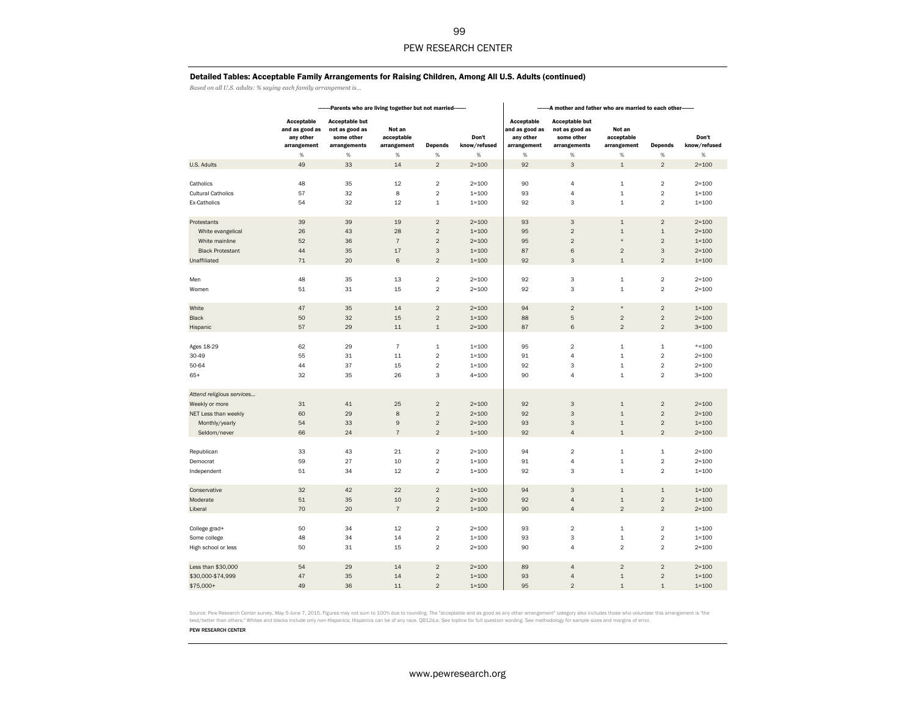**Detailed Tables: Acceptable Family Arrangements for Raising Children, Among All U.S. Adults (continued)**

*Based on all U.S. adults: % saying each family arrangement is…*

| | Parents who are living together but not married | | | | | A mother and father who are married to each other | | | | |
|---|---|---|---|---|---|---|---|---|---|---|
| | Acceptable and as good as any other arrangement | Acceptable but not as good as some other arrangements | Not an acceptable arrangement | Depends | Don't know/refused | Acceptable and as good as any other arrangement | Acceptable but not as good as some other arrangements | Not an acceptable arrangement | Depends | Don't know/refused |
| | % | % | % | % | % | % | % | % | % | % |
| U.S. Adults | 49 | 33 | 14 | 2 | 2=100 | 92 | 3 | 1 | 2 | 2=100 |
| Catholics | 48 | 35 | 12 | 2 | 2=100 | 90 | 4 | 1 | 2 | 2=100 |
| Cultural Catholics | 57 | 32 | 8 | 2 | 1=100 | 93 | 4 | 1 | 2 | 1=100 |
| Ex-Catholics | 54 | 32 | 12 | 1 | 1=100 | 92 | 3 | 1 | 2 | 1=100 |
| Protestants | 39 | 39 | 19 | 2 | 2=100 | 93 | 3 | 1 | 2 | 2=100 |
| White evangelical | 26 | 43 | 28 | 2 | 1=100 | 95 | 2 | 1 | 1 | 2=100 |
| White mainline | 52 | 36 | 7 | 2 | 2=100 | 95 | 2 | * | 2 | 1=100 |
| Black Protestant | 44 | 35 | 17 | 3 | 1=100 | 87 | 6 | 2 | 3 | 2=100 |
| Unaffiliated | 71 | 20 | 6 | 2 | 1=100 | 92 | 3 | 1 | 2 | 1=100 |
| Men | 48 | 35 | 13 | 2 | 2=100 | 92 | 3 | 1 | 2 | 2=100 |
| Women | 51 | 31 | 15 | 2 | 2=100 | 92 | 3 | 1 | 2 | 2=100 |
| White | 47 | 35 | 14 | 2 | 2=100 | 94 | 2 | * | 2 | 1=100 |
| Black | 50 | 32 | 15 | 2 | 1=100 | 88 | 5 | 2 | 2 | 2=100 |
| Hispanic | 57 | 29 | 11 | 1 | 2=100 | 87 | 6 | 2 | 2 | 3=100 |
| Ages 18-29 | 62 | 29 | 7 | 1 | 1=100 | 95 | 2 | 1 | 1 | *=100 |
| 30-49 | 55 | 31 | 11 | 2 | 1=100 | 91 | 4 | 1 | 2 | 2=100 |
| 50-64 | 44 | 37 | 15 | 2 | 1=100 | 92 | 3 | 1 | 2 | 2=100 |
| 65+ | 32 | 35 | 26 | 3 | 4=100 | 90 | 4 | 1 | 2 | 3=100 |
| *Attend religious services…* | | | | | | | | | | |
| Weekly or more | 31 | 41 | 25 | 2 | 2=100 | 92 | 3 | 1 | 2 | 2=100 |
| NET Less than weekly | 60 | 29 | 8 | 2 | 2=100 | 92 | 3 | 1 | 2 | 2=100 |
| Monthly/yearly | 54 | 33 | 9 | 2 | 2=100 | 93 | 3 | 1 | 2 | 1=100 |
| Seldom/never | 66 | 24 | 7 | 2 | 1=100 | 92 | 4 | 1 | 2 | 2=100 |
| Republican | 33 | 43 | 21 | 2 | 2=100 | 94 | 2 | 1 | 1 | 2=100 |
| Democrat | 59 | 27 | 10 | 2 | 1=100 | 91 | 4 | 1 | 2 | 2=100 |
| Independent | 51 | 34 | 12 | 2 | 1=100 | 92 | 3 | 1 | 2 | 1=100 |
| Conservative | 32 | 42 | 22 | 2 | 1=100 | 94 | 3 | 1 | 1 | 1=100 |
| Moderate | 51 | 35 | 10 | 2 | 2=100 | 92 | 4 | 1 | 2 | 1=100 |
| Liberal | 70 | 20 | 7 | 2 | 1=100 | 90 | 4 | 2 | 2 | 2=100 |
| College grad+ | 50 | 34 | 12 | 2 | 2=100 | 93 | 2 | 1 | 2 | 1=100 |
| Some college | 48 | 34 | 14 | 2 | 1=100 | 93 | 3 | 1 | 2 | 1=100 |
| High school or less | 50 | 31 | 15 | 2 | 2=100 | 90 | 4 | 2 | 2 | 2=100 |
| Less than $30,000 | 54 | 29 | 14 | 2 | 2=100 | 89 | 4 | 2 | 2 | 2=100 |
| $30,000-$74,999 | 47 | 35 | 14 | 2 | 1=100 | 93 | 4 | 1 | 2 | 1=100 |
| $75,000+ | 49 | 36 | 11 | 2 | 1=100 | 95 | 2 | 1 | 1 | 1=100 |

Source: Pew Research Center survey, May 5-June 7, 2015. Figures may not sum to 100% due to rounding. The "acceptable and as good as any other arrangement" category also includes those who volunteer this arrangement is "the best/better than others." Whites and blacks include only non-Hispanics; Hispanics can be of any race. QB12d,e. See topline for full question wording. See methodology for sample sizes and margins of error.

PEW RESEARCH CENTER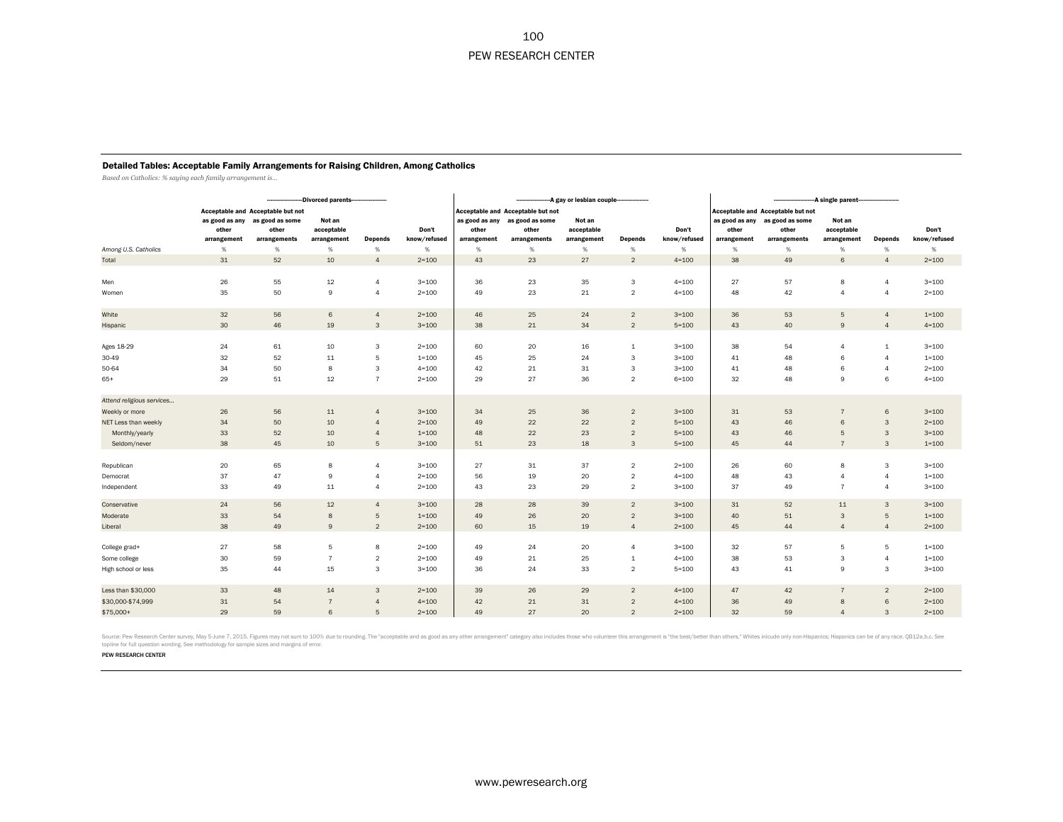### Detailed Tables: Acceptable Family Arrangements for Raising Children, Among Catholics

*Based on Catholics: % saying each family arrangement is…*

| | Divorced parents | | | | | A gay or lesbian couple | | | | | A single parent | | | | |
|---|---|---|---|---|---|---|---|---|---|---|---|---|---|---|---|
| | Acceptable and as good as any other arrangement | Acceptable but not as good as some other arrangements | Not an acceptable arrangement | Depends | Don't know/refused | Acceptable and as good as any other arrangement | Acceptable but not as good as some other arrangements | Not an acceptable arrangement | Depends | Don't know/refused | Acceptable and as good as any other arrangement | Acceptable but not as good as some other arrangements | Not an acceptable arrangement | Depends | Don't know/refused |
| *Among U.S. Catholics* | % | % | % | % | % | % | % | % | % | % | % | % | % | % | % |
| Total | 31 | 52 | 10 | 4 | 2=100 | 43 | 23 | 27 | 2 | 4=100 | 38 | 49 | 6 | 4 | 2=100 |
| Men | 26 | 55 | 12 | 4 | 3=100 | 36 | 23 | 35 | 3 | 4=100 | 27 | 57 | 8 | 4 | 3=100 |
| Women | 35 | 50 | 9 | 4 | 2=100 | 49 | 23 | 21 | 2 | 4=100 | 48 | 42 | 4 | 4 | 2=100 |
| White | 32 | 56 | 6 | 4 | 2=100 | 46 | 25 | 24 | 2 | 3=100 | 36 | 53 | 5 | 4 | 1=100 |
| Hispanic | 30 | 46 | 19 | 3 | 3=100 | 38 | 21 | 34 | 2 | 5=100 | 43 | 40 | 9 | 4 | 4=100 |
| Ages 18-29 | 24 | 61 | 10 | 3 | 2=100 | 60 | 20 | 16 | 1 | 3=100 | 38 | 54 | 4 | 1 | 3=100 |
| 30-49 | 32 | 52 | 11 | 5 | 1=100 | 45 | 25 | 24 | 3 | 3=100 | 41 | 48 | 6 | 4 | 1=100 |
| 50-64 | 34 | 50 | 8 | 3 | 4=100 | 42 | 21 | 31 | 3 | 3=100 | 41 | 48 | 6 | 4 | 2=100 |
| 65+ | 29 | 51 | 12 | 7 | 2=100 | 29 | 27 | 36 | 2 | 6=100 | 32 | 48 | 9 | 6 | 4=100 |
| *Attend religious services…* | | | | | | | | | | | | | | | |
| Weekly or more | 26 | 56 | 11 | 4 | 3=100 | 34 | 25 | 36 | 2 | 3=100 | 31 | 53 | 7 | 6 | 3=100 |
| NET Less than weekly | 34 | 50 | 10 | 4 | 2=100 | 49 | 22 | 22 | 2 | 5=100 | 43 | 46 | 6 | 3 | 2=100 |
| Monthly/yearly | 33 | 52 | 10 | 4 | 1=100 | 48 | 22 | 23 | 2 | 5=100 | 43 | 46 | 5 | 3 | 3=100 |
| Seldom/never | 38 | 45 | 10 | 5 | 3=100 | 51 | 23 | 18 | 3 | 5=100 | 45 | 44 | 7 | 3 | 1=100 |
| Republican | 20 | 65 | 8 | 4 | 3=100 | 27 | 31 | 37 | 2 | 2=100 | 26 | 60 | 8 | 3 | 3=100 |
| Democrat | 37 | 47 | 9 | 4 | 2=100 | 56 | 19 | 20 | 2 | 4=100 | 48 | 43 | 4 | 4 | 1=100 |
| Independent | 33 | 49 | 11 | 4 | 2=100 | 43 | 23 | 29 | 2 | 3=100 | 37 | 49 | 7 | 4 | 3=100 |
| Conservative | 24 | 56 | 12 | 4 | 3=100 | 28 | 28 | 39 | 2 | 3=100 | 31 | 52 | 11 | 3 | 3=100 |
| Moderate | 33 | 54 | 8 | 5 | 1=100 | 49 | 26 | 20 | 2 | 3=100 | 40 | 51 | 3 | 5 | 1=100 |
| Liberal | 38 | 49 | 9 | 2 | 2=100 | 60 | 15 | 19 | 4 | 2=100 | 45 | 44 | 4 | 4 | 2=100 |
| College grad+ | 27 | 58 | 5 | 8 | 2=100 | 49 | 24 | 20 | 4 | 3=100 | 32 | 57 | 5 | 5 | 1=100 |
| Some college | 30 | 59 | 7 | 2 | 2=100 | 49 | 21 | 25 | 1 | 4=100 | 38 | 53 | 3 | 4 | 1=100 |
| High school or less | 35 | 44 | 15 | 3 | 3=100 | 36 | 24 | 33 | 2 | 5=100 | 43 | 41 | 9 | 3 | 3=100 |
| Less than $30,000 | 33 | 48 | 14 | 3 | 2=100 | 39 | 26 | 29 | 2 | 4=100 | 47 | 42 | 7 | 2 | 2=100 |
| $30,000-$74,999 | 31 | 54 | 7 | 4 | 4=100 | 42 | 21 | 31 | 2 | 4=100 | 36 | 49 | 8 | 6 | 2=100 |
| $75,000+ | 29 | 59 | 6 | 5 | 2=100 | 49 | 27 | 20 | 2 | 2=100 | 32 | 59 | 4 | 3 | 2=100 |

Source: Pew Research Center survey, May 5-June 7, 2015. Figures may not sum to 100% due to rounding. The "acceptable and as good as any other arrangement" category also includes those who volunteer this arrangement is "the best/better than others." Whites inlcude only non-Hispanics; Hispanics can be of any race. QB12a,b,c. See topline for full question wording. See methodology for sample sizes and margins of error.

PEW RESEARCH CENTER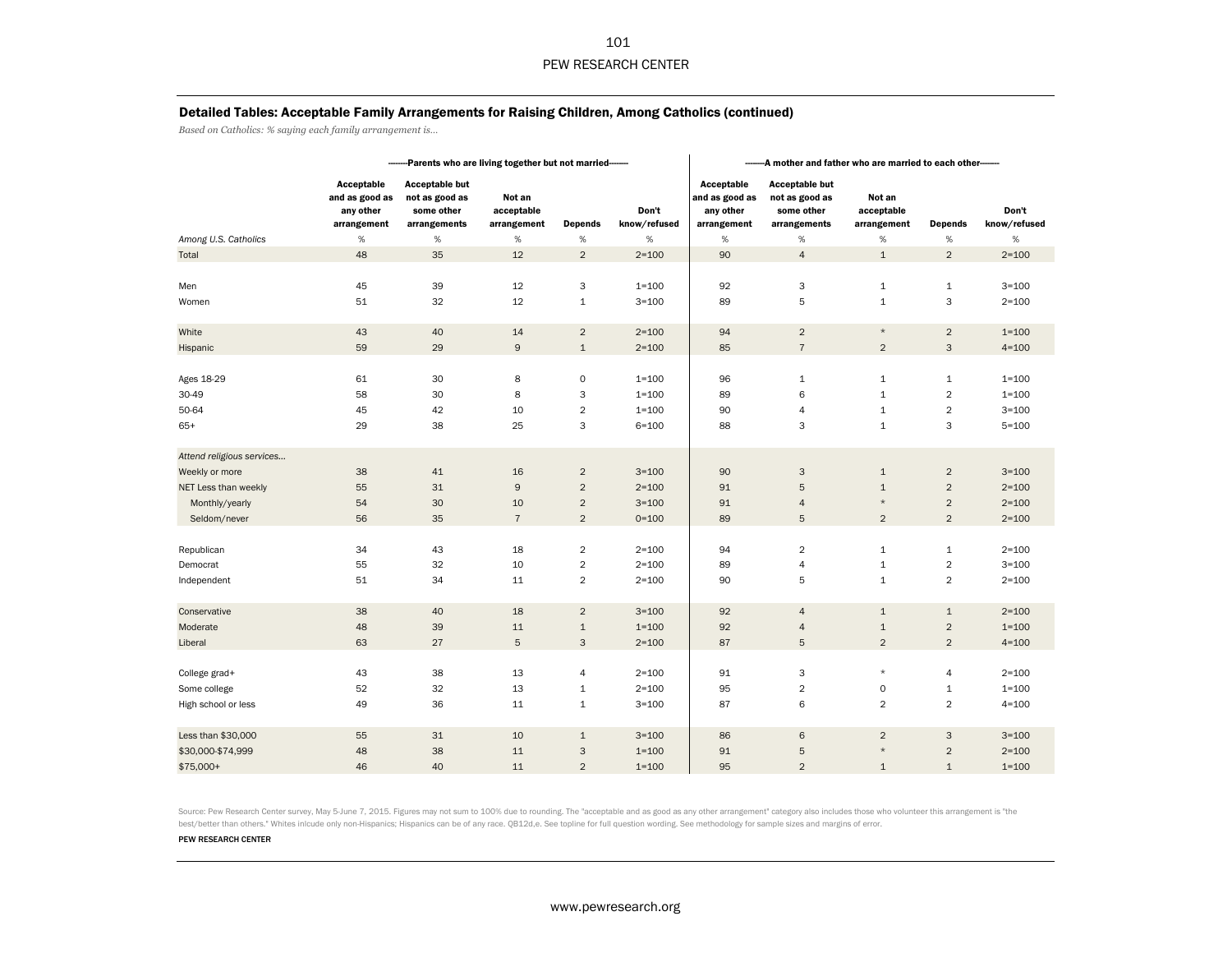## Detailed Tables: Acceptable Family Arrangements for Raising Children, Among Catholics (continued)

*Based on Catholics: % saying each family arrangement is…*

| | Parents who are living together but not married | | | | | A mother and father who are married to each other | | | | |
|---|---|---|---|---|---|---|---|---|---|---|
| | Acceptable and as good as any other arrangement | Acceptable but not as good as some other arrangements | Not an acceptable arrangement | Depends | Don't know/refused | Acceptable and as good as any other arrangement | Acceptable but not as good as some other arrangements | Not an acceptable arrangement | Depends | Don't know/refused |
| *Among U.S. Catholics* | % | % | % | % | % | % | % | % | % | % |
| Total | 48 | 35 | 12 | 2 | 2=100 | 90 | 4 | 1 | 2 | 2=100 |
| Men | 45 | 39 | 12 | 3 | 1=100 | 92 | 3 | 1 | 1 | 3=100 |
| Women | 51 | 32 | 12 | 1 | 3=100 | 89 | 5 | 1 | 3 | 2=100 |
| White | 43 | 40 | 14 | 2 | 2=100 | 94 | 2 | * | 2 | 1=100 |
| Hispanic | 59 | 29 | 9 | 1 | 2=100 | 85 | 7 | 2 | 3 | 4=100 |
| Ages 18-29 | 61 | 30 | 8 | 0 | 1=100 | 96 | 1 | 1 | 1 | 1=100 |
| 30-49 | 58 | 30 | 8 | 3 | 1=100 | 89 | 6 | 1 | 2 | 1=100 |
| 50-64 | 45 | 42 | 10 | 2 | 1=100 | 90 | 4 | 1 | 2 | 3=100 |
| 65+ | 29 | 38 | 25 | 3 | 6=100 | 88 | 3 | 1 | 3 | 5=100 |
| *Attend religious services…* | | | | | | | | | | |
| Weekly or more | 38 | 41 | 16 | 2 | 3=100 | 90 | 3 | 1 | 2 | 3=100 |
| NET Less than weekly | 55 | 31 | 9 | 2 | 2=100 | 91 | 5 | 1 | 2 | 2=100 |
| Monthly/yearly | 54 | 30 | 10 | 2 | 3=100 | 91 | 4 | * | 2 | 2=100 |
| Seldom/never | 56 | 35 | 7 | 2 | 0=100 | 89 | 5 | 2 | 2 | 2=100 |
| Republican | 34 | 43 | 18 | 2 | 2=100 | 94 | 2 | 1 | 1 | 2=100 |
| Democrat | 55 | 32 | 10 | 2 | 2=100 | 89 | 4 | 1 | 2 | 3=100 |
| Independent | 51 | 34 | 11 | 2 | 2=100 | 90 | 5 | 1 | 2 | 2=100 |
| Conservative | 38 | 40 | 18 | 2 | 3=100 | 92 | 4 | 1 | 1 | 2=100 |
| Moderate | 48 | 39 | 11 | 1 | 1=100 | 92 | 4 | 1 | 2 | 1=100 |
| Liberal | 63 | 27 | 5 | 3 | 2=100 | 87 | 5 | 2 | 2 | 4=100 |
| College grad+ | 43 | 38 | 13 | 4 | 2=100 | 91 | 3 | * | 4 | 2=100 |
| Some college | 52 | 32 | 13 | 1 | 2=100 | 95 | 2 | 0 | 1 | 1=100 |
| High school or less | 49 | 36 | 11 | 1 | 3=100 | 87 | 6 | 2 | 2 | 4=100 |
| Less than $30,000 | 55 | 31 | 10 | 1 | 3=100 | 86 | 6 | 2 | 3 | 3=100 |
| $30,000-$74,999 | 48 | 38 | 11 | 3 | 1=100 | 91 | 5 | * | 2 | 2=100 |
| $75,000+ | 46 | 40 | 11 | 2 | 1=100 | 95 | 2 | 1 | 1 | 1=100 |

Source: Pew Research Center survey, May 5-June 7, 2015. Figures may not sum to 100% due to rounding. The "acceptable and as good as any other arrangement" category also includes those who volunteer this arrangement is "the best/better than others." Whites inlcude only non-Hispanics; Hispanics can be of any race. QB12d,e. See topline for full question wording. See methodology for sample sizes and margins of error.

PEW RESEARCH CENTER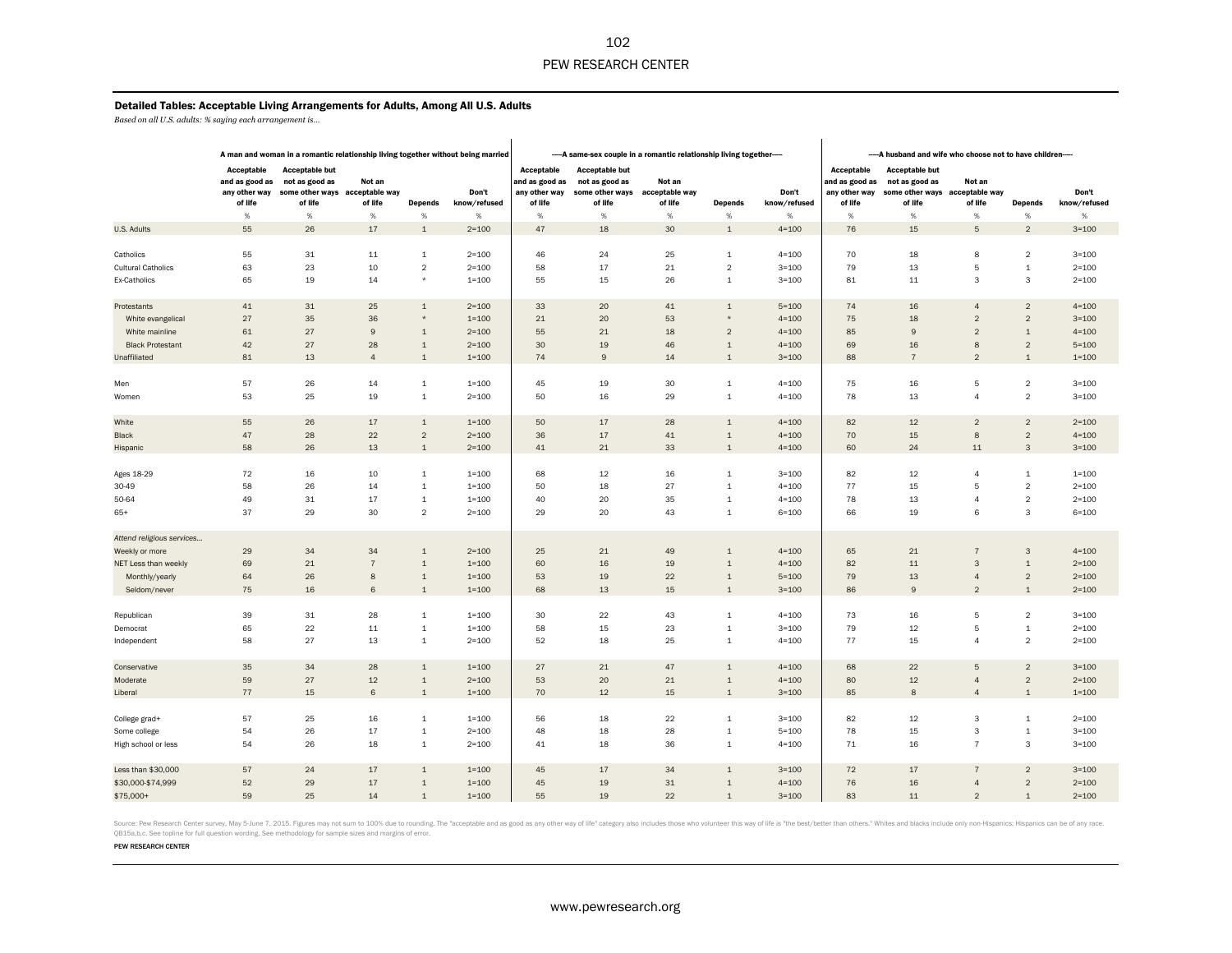**Detailed Tables: Acceptable Living Arrangements for Adults, Among All U.S. Adults**

*Based on all U.S. adults: % saying each arrangement is…*

| | A man and woman in a romantic relationship living together without being married | | | | | -----A same-sex couple in a romantic relationship living together----- | | | | | -----A husband and wife who choose not to have children----- | | | | |
|---|---|---|---|---|---|---|---|---|---|---|---|---|---|---|---|
| | Acceptable and as good as any other way of life | Acceptable but not as good as some other ways of life | Not an acceptable way of life | Depends | Don't know/refused | Acceptable and as good as any other way of life | Acceptable but not as good as some other ways of life | Not an acceptable way of life | Depends | Don't know/refused | Acceptable and as good as any other way of life | Acceptable but not as good as some other ways of life | Not an acceptable way of life | Depends | Don't know/refused |
| | % | % | % | % | % | % | % | % | % | % | % | % | % | % | % |
| U.S. Adults | 55 | 26 | 17 | 1 | 2=100 | 47 | 18 | 30 | 1 | 4=100 | 76 | 15 | 5 | 2 | 3=100 |
| Catholics | 55 | 31 | 11 | 1 | 2=100 | 46 | 24 | 25 | 1 | 4=100 | 70 | 18 | 8 | 2 | 3=100 |
| Cultural Catholics | 63 | 23 | 10 | 2 | 2=100 | 58 | 17 | 21 | 2 | 3=100 | 79 | 13 | 5 | 1 | 2=100 |
| Ex-Catholics | 65 | 19 | 14 | * | 1=100 | 55 | 15 | 26 | 1 | 3=100 | 81 | 11 | 3 | 3 | 2=100 |
| Protestants | 41 | 31 | 25 | 1 | 2=100 | 33 | 20 | 41 | 1 | 5=100 | 74 | 16 | 4 | 2 | 4=100 |
| White evangelical | 27 | 35 | 36 | * | 1=100 | 21 | 20 | 53 | * | 4=100 | 75 | 18 | 2 | 2 | 3=100 |
| White mainline | 61 | 27 | 9 | 1 | 2=100 | 55 | 21 | 18 | 2 | 4=100 | 85 | 9 | 2 | 1 | 4=100 |
| Black Protestant | 42 | 27 | 28 | 1 | 2=100 | 30 | 19 | 46 | 1 | 4=100 | 69 | 16 | 8 | 2 | 5=100 |
| Unaffiliated | 81 | 13 | 4 | 1 | 1=100 | 74 | 9 | 14 | 1 | 3=100 | 88 | 7 | 2 | 1 | 1=100 |
| Men | 57 | 26 | 14 | 1 | 1=100 | 45 | 19 | 30 | 1 | 4=100 | 75 | 16 | 5 | 2 | 3=100 |
| Women | 53 | 25 | 19 | 1 | 2=100 | 50 | 16 | 29 | 1 | 4=100 | 78 | 13 | 4 | 2 | 3=100 |
| White | 55 | 26 | 17 | 1 | 1=100 | 50 | 17 | 28 | 1 | 4=100 | 82 | 12 | 2 | 2 | 2=100 |
| Black | 47 | 28 | 22 | 2 | 2=100 | 36 | 17 | 41 | 1 | 4=100 | 70 | 15 | 8 | 2 | 4=100 |
| Hispanic | 58 | 26 | 13 | 1 | 2=100 | 41 | 21 | 33 | 1 | 4=100 | 60 | 24 | 11 | 3 | 3=100 |
| Ages 18-29 | 72 | 16 | 10 | 1 | 1=100 | 68 | 12 | 16 | 1 | 3=100 | 82 | 12 | 4 | 1 | 1=100 |
| 30-49 | 58 | 26 | 14 | 1 | 1=100 | 50 | 18 | 27 | 1 | 4=100 | 77 | 15 | 5 | 2 | 2=100 |
| 50-64 | 49 | 31 | 17 | 1 | 1=100 | 40 | 20 | 35 | 1 | 4=100 | 78 | 13 | 4 | 2 | 2=100 |
| 65+ | 37 | 29 | 30 | 2 | 2=100 | 29 | 20 | 43 | 1 | 6=100 | 66 | 19 | 6 | 3 | 6=100 |
| *Attend religious services…* | | | | | | | | | | | | | | | |
| Weekly or more | 29 | 34 | 34 | 1 | 2=100 | 25 | 21 | 49 | 1 | 4=100 | 65 | 21 | 7 | 3 | 4=100 |
| NET Less than weekly | 69 | 21 | 7 | 1 | 1=100 | 60 | 16 | 19 | 1 | 4=100 | 82 | 11 | 3 | 1 | 2=100 |
| Monthly/yearly | 64 | 26 | 8 | 1 | 1=100 | 53 | 19 | 22 | 1 | 5=100 | 79 | 13 | 4 | 2 | 2=100 |
| Seldom/never | 75 | 16 | 6 | 1 | 1=100 | 68 | 13 | 15 | 1 | 3=100 | 86 | 9 | 2 | 1 | 2=100 |
| Republican | 39 | 31 | 28 | 1 | 1=100 | 30 | 22 | 43 | 1 | 4=100 | 73 | 16 | 5 | 2 | 3=100 |
| Democrat | 65 | 22 | 11 | 1 | 1=100 | 58 | 15 | 23 | 1 | 3=100 | 79 | 12 | 5 | 1 | 2=100 |
| Independent | 58 | 27 | 13 | 1 | 2=100 | 52 | 18 | 25 | 1 | 4=100 | 77 | 15 | 4 | 2 | 2=100 |
| Conservative | 35 | 34 | 28 | 1 | 1=100 | 27 | 21 | 47 | 1 | 4=100 | 68 | 22 | 5 | 2 | 3=100 |
| Moderate | 59 | 27 | 12 | 1 | 2=100 | 53 | 20 | 21 | 1 | 4=100 | 80 | 12 | 4 | 2 | 2=100 |
| Liberal | 77 | 15 | 6 | 1 | 1=100 | 70 | 12 | 15 | 1 | 3=100 | 85 | 8 | 4 | 1 | 1=100 |
| College grad+ | 57 | 25 | 16 | 1 | 1=100 | 56 | 18 | 22 | 1 | 3=100 | 82 | 12 | 3 | 1 | 2=100 |
| Some college | 54 | 26 | 17 | 1 | 2=100 | 48 | 18 | 28 | 1 | 5=100 | 78 | 15 | 3 | 1 | 3=100 |
| High school or less | 54 | 26 | 18 | 1 | 2=100 | 41 | 18 | 36 | 1 | 4=100 | 71 | 16 | 7 | 3 | 3=100 |
| Less than $30,000 | 57 | 24 | 17 | 1 | 1=100 | 45 | 17 | 34 | 1 | 3=100 | 72 | 17 | 7 | 2 | 3=100 |
| $30,000-$74,999 | 52 | 29 | 17 | 1 | 1=100 | 45 | 19 | 31 | 1 | 4=100 | 76 | 16 | 4 | 2 | 2=100 |
| $75,000+ | 59 | 25 | 14 | 1 | 1=100 | 55 | 19 | 22 | 1 | 3=100 | 83 | 11 | 2 | 1 | 2=100 |

Source: Pew Research Center survey, May 5-June 7, 2015. Figures may not sum to 100% due to rounding. The "acceptable and as good as any other way of life" category also includes those who volunteer this way of life is "the best/better than others." Whites and blacks include only non-Hispanics; Hispanics can be of any race. QB15a,b,c. See topline for full question wording. See methodology for sample sizes and margins of error.

PEW RESEARCH CENTER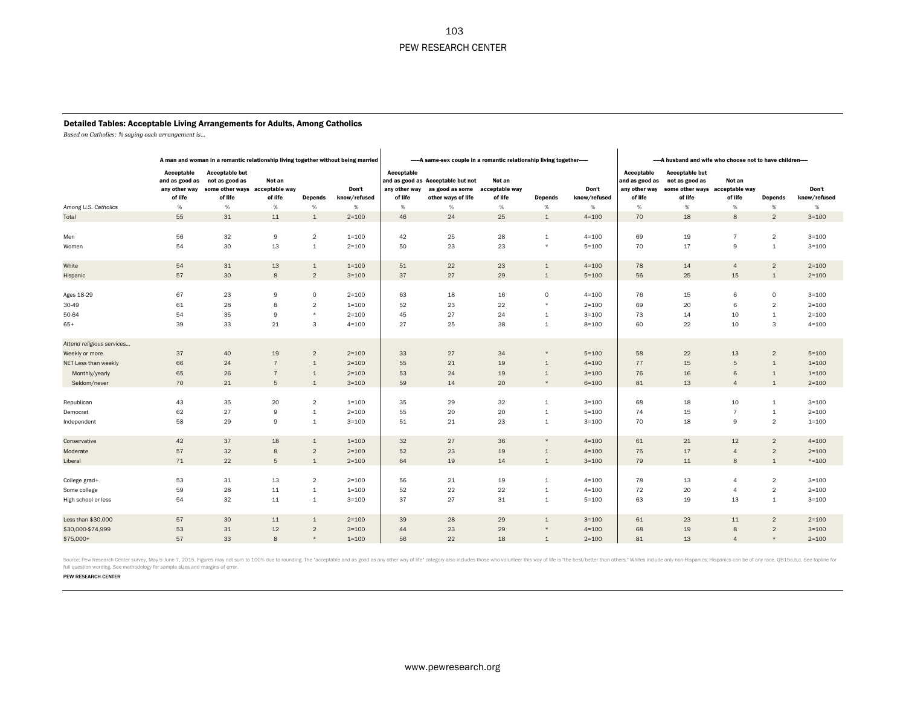**Detailed Tables: Acceptable Living Arrangements for Adults, Among Catholics**

*Based on Catholics: % saying each arrangement is…*

| | A man and woman in a romantic relationship living together without being married | | | | | A same-sex couple in a romantic relationship living together | | | | | A husband and wife who choose not to have children | | | | |
|---|---|---|---|---|---|---|---|---|---|---|---|---|---|---|---|
| | Acceptable and as good as any other way of life | Acceptable but not as good as some other ways of life | Not an acceptable way of life | Depends | Don't know/refused | Acceptable and as good as any other way of life | Acceptable but not as good as some other ways of life | Not an acceptable way of life | Depends | Don't know/refused | Acceptable and as good as any other way of life | Acceptable but not as good as some other ways of life | Not an acceptable way of life | Depends | Don't know/refused |
| *Among U.S. Catholics* | % | % | % | % | % | % | % | % | % | % | % | % | % | % | % |
| Total | 55 | 31 | 11 | 1 | 2=100 | 46 | 24 | 25 | 1 | 4=100 | 70 | 18 | 8 | 2 | 3=100 |
| Men | 56 | 32 | 9 | 2 | 1=100 | 42 | 25 | 28 | 1 | 4=100 | 69 | 19 | 7 | 2 | 3=100 |
| Women | 54 | 30 | 13 | 1 | 2=100 | 50 | 23 | 23 | * | 5=100 | 70 | 17 | 9 | 1 | 3=100 |
| White | 54 | 31 | 13 | 1 | 1=100 | 51 | 22 | 23 | 1 | 4=100 | 78 | 14 | 4 | 2 | 2=100 |
| Hispanic | 57 | 30 | 8 | 2 | 3=100 | 37 | 27 | 29 | 1 | 5=100 | 56 | 25 | 15 | 1 | 2=100 |
| Ages 18-29 | 67 | 23 | 9 | 0 | 2=100 | 63 | 18 | 16 | 0 | 4=100 | 76 | 15 | 6 | 0 | 3=100 |
| 30-49 | 61 | 28 | 8 | 2 | 1=100 | 52 | 23 | 22 | * | 2=100 | 69 | 20 | 6 | 2 | 2=100 |
| 50-64 | 54 | 35 | 9 | * | 2=100 | 45 | 27 | 24 | 1 | 3=100 | 73 | 14 | 10 | 1 | 2=100 |
| 65+ | 39 | 33 | 21 | 3 | 4=100 | 27 | 25 | 38 | 1 | 8=100 | 60 | 22 | 10 | 3 | 4=100 |
| *Attend religious services…* | | | | | | | | | | | | | | | |
| Weekly or more | 37 | 40 | 19 | 2 | 2=100 | 33 | 27 | 34 | * | 5=100 | 58 | 22 | 13 | 2 | 5=100 |
| NET Less than weekly | 66 | 24 | 7 | 1 | 2=100 | 55 | 21 | 19 | 1 | 4=100 | 77 | 15 | 5 | 1 | 1=100 |
| Monthly/yearly | 65 | 26 | 7 | 1 | 2=100 | 53 | 24 | 19 | 1 | 3=100 | 76 | 16 | 6 | 1 | 1=100 |
| Seldom/never | 70 | 21 | 5 | 1 | 3=100 | 59 | 14 | 20 | * | 6=100 | 81 | 13 | 4 | 1 | 2=100 |
| Republican | 43 | 35 | 20 | 2 | 1=100 | 35 | 29 | 32 | 1 | 3=100 | 68 | 18 | 10 | 1 | 3=100 |
| Democrat | 62 | 27 | 9 | 1 | 2=100 | 55 | 20 | 20 | 1 | 5=100 | 74 | 15 | 7 | 1 | 2=100 |
| Independent | 58 | 29 | 9 | 1 | 3=100 | 51 | 21 | 23 | 1 | 3=100 | 70 | 18 | 9 | 2 | 1=100 |
| Conservative | 42 | 37 | 18 | 1 | 1=100 | 32 | 27 | 36 | * | 4=100 | 61 | 21 | 12 | 2 | 4=100 |
| Moderate | 57 | 32 | 8 | 2 | 2=100 | 52 | 23 | 19 | 1 | 4=100 | 75 | 17 | 4 | 2 | 2=100 |
| Liberal | 71 | 22 | 5 | 1 | 2=100 | 64 | 19 | 14 | 1 | 3=100 | 79 | 11 | 8 | 1 | *=100 |
| College grad+ | 53 | 31 | 13 | 2 | 2=100 | 56 | 21 | 19 | 1 | 4=100 | 78 | 13 | 4 | 2 | 3=100 |
| Some college | 59 | 28 | 11 | 1 | 1=100 | 52 | 22 | 22 | 1 | 4=100 | 72 | 20 | 4 | 2 | 2=100 |
| High school or less | 54 | 32 | 11 | 1 | 3=100 | 37 | 27 | 31 | 1 | 5=100 | 63 | 19 | 13 | 1 | 3=100 |
| Less than $30,000 | 57 | 30 | 11 | 1 | 2=100 | 39 | 28 | 29 | 1 | 3=100 | 61 | 23 | 11 | 2 | 2=100 |
| $30,000-$74,999 | 53 | 31 | 12 | 2 | 3=100 | 44 | 23 | 29 | * | 4=100 | 68 | 19 | 8 | 2 | 3=100 |
| $75,000+ | 57 | 33 | 8 | * | 1=100 | 56 | 22 | 18 | 1 | 2=100 | 81 | 13 | 4 | * | 2=100 |

Source: Pew Research Center survey, May 5-June 7, 2015. Figures may not sum to 100% due to rounding. The "acceptable and as good as any other way of life" category also includes those who volunteer this way of life is "the best/better than others." Whites include only non-Hispanics; Hispanics can be of any race. QB15a,b,c. See topline for full question wording. See methodology for sample sizes and margins of error.

PEW RESEARCH CENTER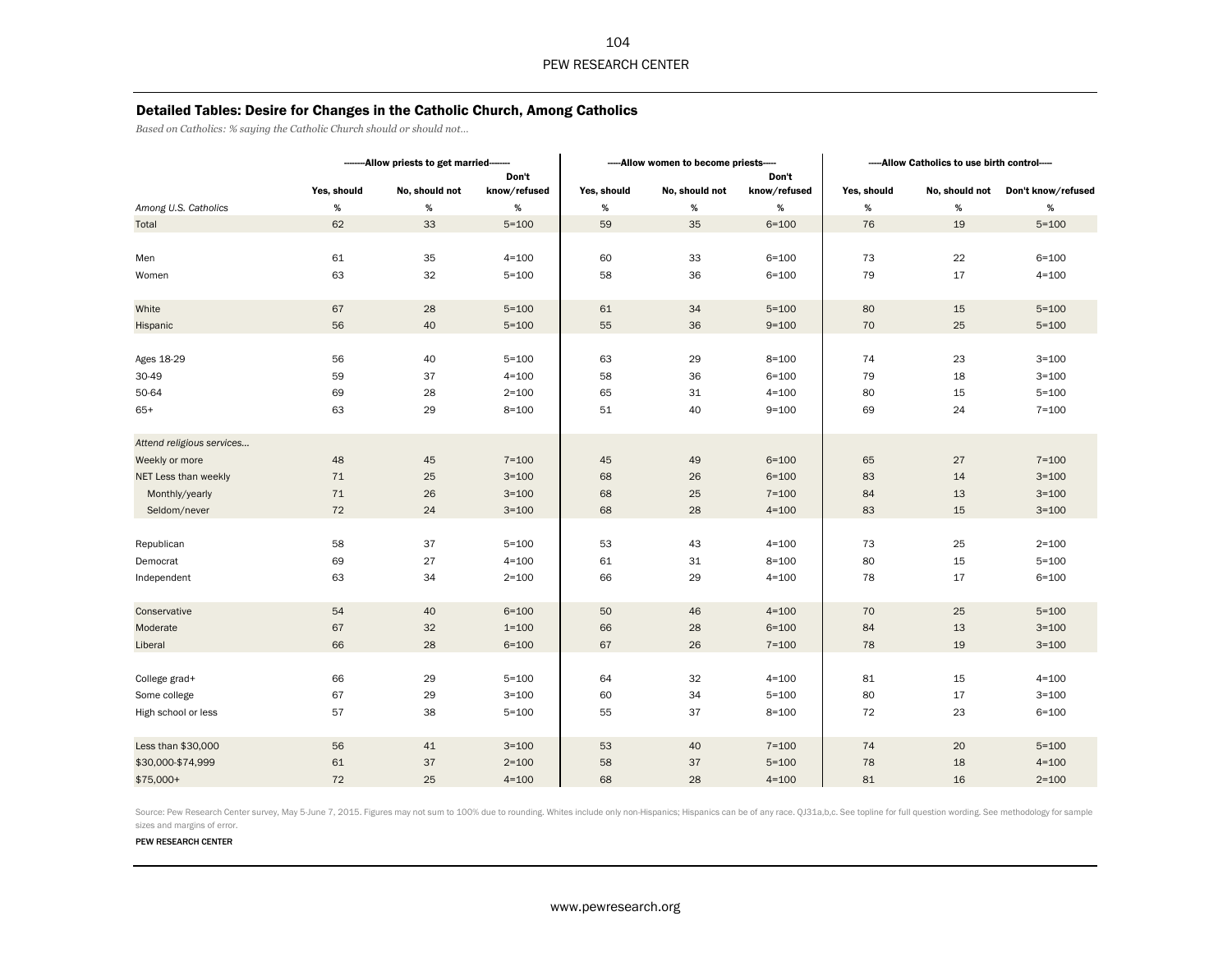## Detailed Tables: Desire for Changes in the Catholic Church, Among Catholics

*Based on Catholics: % saying the Catholic Church should or should not…*

| | --------Allow priests to get married-------- | | | -----Allow women to become priests----- | | | -----Allow Catholics to use birth control----- | | |
|---|---|---|---|---|---|---|---|---|---|
| | Yes, should | No, should not | Don't know/refused | Yes, should | No, should not | Don't know/refused | Yes, should | No, should not | Don't know/refused |
| *Among U.S. Catholics* | % | % | % | % | % | % | % | % | % |
| Total | 62 | 33 | 5=100 | 59 | 35 | 6=100 | 76 | 19 | 5=100 |
| Men | 61 | 35 | 4=100 | 60 | 33 | 6=100 | 73 | 22 | 6=100 |
| Women | 63 | 32 | 5=100 | 58 | 36 | 6=100 | 79 | 17 | 4=100 |
| White | 67 | 28 | 5=100 | 61 | 34 | 5=100 | 80 | 15 | 5=100 |
| Hispanic | 56 | 40 | 5=100 | 55 | 36 | 9=100 | 70 | 25 | 5=100 |
| Ages 18-29 | 56 | 40 | 5=100 | 63 | 29 | 8=100 | 74 | 23 | 3=100 |
| 30-49 | 59 | 37 | 4=100 | 58 | 36 | 6=100 | 79 | 18 | 3=100 |
| 50-64 | 69 | 28 | 2=100 | 65 | 31 | 4=100 | 80 | 15 | 5=100 |
| 65+ | 63 | 29 | 8=100 | 51 | 40 | 9=100 | 69 | 24 | 7=100 |
| *Attend religious services…* | | | | | | | | | |
| Weekly or more | 48 | 45 | 7=100 | 45 | 49 | 6=100 | 65 | 27 | 7=100 |
| NET Less than weekly | 71 | 25 | 3=100 | 68 | 26 | 6=100 | 83 | 14 | 3=100 |
| Monthly/yearly | 71 | 26 | 3=100 | 68 | 25 | 7=100 | 84 | 13 | 3=100 |
| Seldom/never | 72 | 24 | 3=100 | 68 | 28 | 4=100 | 83 | 15 | 3=100 |
| Republican | 58 | 37 | 5=100 | 53 | 43 | 4=100 | 73 | 25 | 2=100 |
| Democrat | 69 | 27 | 4=100 | 61 | 31 | 8=100 | 80 | 15 | 5=100 |
| Independent | 63 | 34 | 2=100 | 66 | 29 | 4=100 | 78 | 17 | 6=100 |
| Conservative | 54 | 40 | 6=100 | 50 | 46 | 4=100 | 70 | 25 | 5=100 |
| Moderate | 67 | 32 | 1=100 | 66 | 28 | 6=100 | 84 | 13 | 3=100 |
| Liberal | 66 | 28 | 6=100 | 67 | 26 | 7=100 | 78 | 19 | 3=100 |
| College grad+ | 66 | 29 | 5=100 | 64 | 32 | 4=100 | 81 | 15 | 4=100 |
| Some college | 67 | 29 | 3=100 | 60 | 34 | 5=100 | 80 | 17 | 3=100 |
| High school or less | 57 | 38 | 5=100 | 55 | 37 | 8=100 | 72 | 23 | 6=100 |
| Less than $30,000 | 56 | 41 | 3=100 | 53 | 40 | 7=100 | 74 | 20 | 5=100 |
| $30,000-$74,999 | 61 | 37 | 2=100 | 58 | 37 | 5=100 | 78 | 18 | 4=100 |
| $75,000+ | 72 | 25 | 4=100 | 68 | 28 | 4=100 | 81 | 16 | 2=100 |

Source: Pew Research Center survey, May 5-June 7, 2015. Figures may not sum to 100% due to rounding. Whites include only non-Hispanics; Hispanics can be of any race. QJ31a,b,c. See topline for full question wording. See methodology for sample sizes and margins of error.

PEW RESEARCH CENTER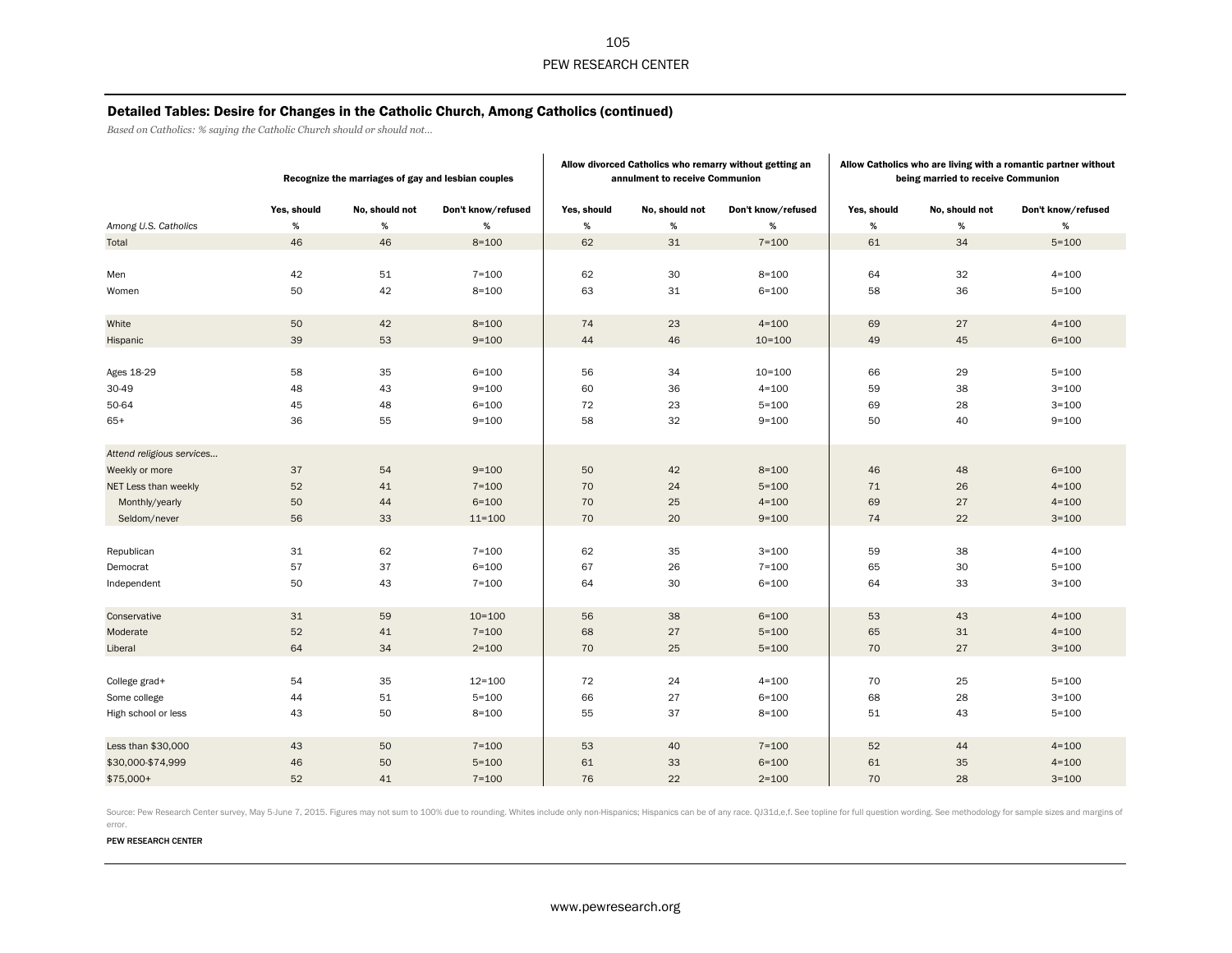## Detailed Tables: Desire for Changes in the Catholic Church, Among Catholics (continued)

*Based on Catholics: % saying the Catholic Church should or should not…*

| | Recognize the marriages of gay and lesbian couples | | | Allow divorced Catholics who remarry without getting an annulment to receive Communion | | | Allow Catholics who are living with a romantic partner without being married to receive Communion | | |
|---|---|---|---|---|---|---|---|---|---|
| | Yes, should | No, should not | Don't know/refused | Yes, should | No, should not | Don't know/refused | Yes, should | No, should not | Don't know/refused |
| *Among U.S. Catholics* | % | % | % | % | % | % | % | % | % |
| Total | 46 | 46 | 8=100 | 62 | 31 | 7=100 | 61 | 34 | 5=100 |
| | | | | | | | | | |
| Men | 42 | 51 | 7=100 | 62 | 30 | 8=100 | 64 | 32 | 4=100 |
| Women | 50 | 42 | 8=100 | 63 | 31 | 6=100 | 58 | 36 | 5=100 |
| | | | | | | | | | |
| White | 50 | 42 | 8=100 | 74 | 23 | 4=100 | 69 | 27 | 4=100 |
| Hispanic | 39 | 53 | 9=100 | 44 | 46 | 10=100 | 49 | 45 | 6=100 |
| | | | | | | | | | |
| Ages 18-29 | 58 | 35 | 6=100 | 56 | 34 | 10=100 | 66 | 29 | 5=100 |
| 30-49 | 48 | 43 | 9=100 | 60 | 36 | 4=100 | 59 | 38 | 3=100 |
| 50-64 | 45 | 48 | 6=100 | 72 | 23 | 5=100 | 69 | 28 | 3=100 |
| 65+ | 36 | 55 | 9=100 | 58 | 32 | 9=100 | 50 | 40 | 9=100 |
| | | | | | | | | | |
| *Attend religious services…* | | | | | | | | | |
| Weekly or more | 37 | 54 | 9=100 | 50 | 42 | 8=100 | 46 | 48 | 6=100 |
| NET Less than weekly | 52 | 41 | 7=100 | 70 | 24 | 5=100 | 71 | 26 | 4=100 |
| Monthly/yearly | 50 | 44 | 6=100 | 70 | 25 | 4=100 | 69 | 27 | 4=100 |
| Seldom/never | 56 | 33 | 11=100 | 70 | 20 | 9=100 | 74 | 22 | 3=100 |
| | | | | | | | | | |
| Republican | 31 | 62 | 7=100 | 62 | 35 | 3=100 | 59 | 38 | 4=100 |
| Democrat | 57 | 37 | 6=100 | 67 | 26 | 7=100 | 65 | 30 | 5=100 |
| Independent | 50 | 43 | 7=100 | 64 | 30 | 6=100 | 64 | 33 | 3=100 |
| | | | | | | | | | |
| Conservative | 31 | 59 | 10=100 | 56 | 38 | 6=100 | 53 | 43 | 4=100 |
| Moderate | 52 | 41 | 7=100 | 68 | 27 | 5=100 | 65 | 31 | 4=100 |
| Liberal | 64 | 34 | 2=100 | 70 | 25 | 5=100 | 70 | 27 | 3=100 |
| | | | | | | | | | |
| College grad+ | 54 | 35 | 12=100 | 72 | 24 | 4=100 | 70 | 25 | 5=100 |
| Some college | 44 | 51 | 5=100 | 66 | 27 | 6=100 | 68 | 28 | 3=100 |
| High school or less | 43 | 50 | 8=100 | 55 | 37 | 8=100 | 51 | 43 | 5=100 |
| | | | | | | | | | |
| Less than $30,000 | 43 | 50 | 7=100 | 53 | 40 | 7=100 | 52 | 44 | 4=100 |
| $30,000-$74,999 | 46 | 50 | 5=100 | 61 | 33 | 6=100 | 61 | 35 | 4=100 |
| $75,000+ | 52 | 41 | 7=100 | 76 | 22 | 2=100 | 70 | 28 | 3=100 |

Source: Pew Research Center survey, May 5-June 7, 2015. Figures may not sum to 100% due to rounding. Whites include only non-Hispanics; Hispanics can be of any race. QJ31d,e,f. See topline for full question wording. See methodology for sample sizes and margins of error.

PEW RESEARCH CENTER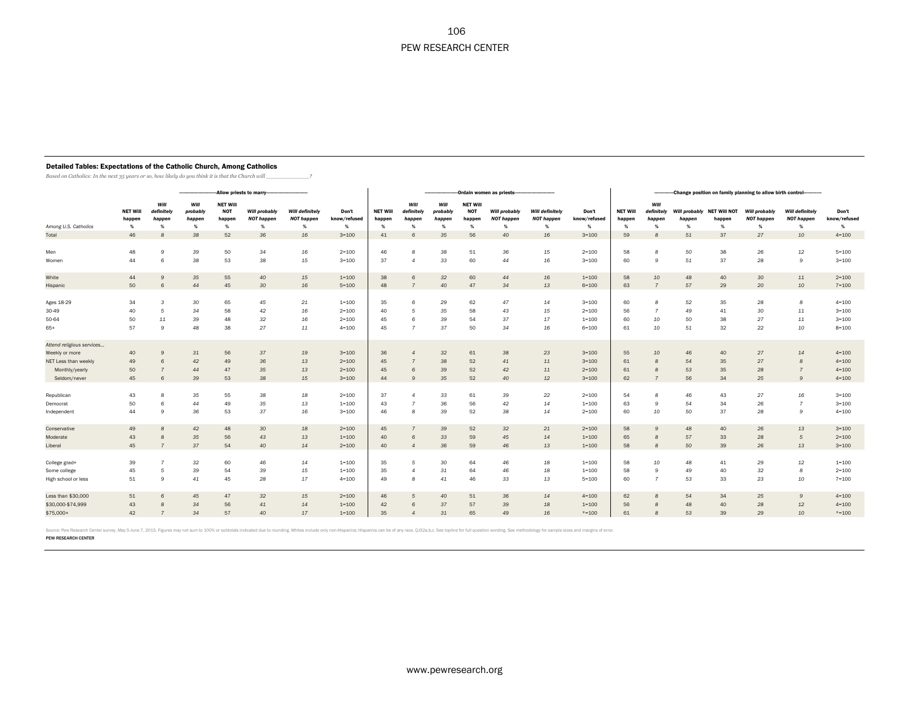## Detailed Tables: Expectations of the Catholic Church, Among Catholics

*Based on Catholics: In the next 35 years or so, how likely do you think it is that the Church will _______________?*

| | Allow priests to marry | | | | | | | Ordain women as priests | | | | | | | Change position on family planning to allow birth control | | | | | | |
|---|---|---|---|---|---|---|---|---|---|---|---|---|---|---|---|---|---|---|---|---|---|
| | NET Will happen | *Will definitely happen* | *Will probably happen* | NET Will NOT happen | *Will probably NOT happen* | *Will definitely NOT happen* | Don't know/refused | NET Will happen | *Will definitely happen* | *Will probably happen* | NET Will NOT happen | *Will probably NOT happen* | *Will definitely NOT happen* | Don't know/refused | NET Will happen | *Will definitely happen* | *Will probably happen* | NET Will NOT happen | *Will probably NOT happen* | *Will definitely NOT happen* | Don't know/refused |
| *Among U.S. Catholics* | % | % | % | % | % | % | % | % | % | % | % | % | % | % | % | % | % | % | % | % | % |
| Total | 46 | 8 | 38 | 52 | 36 | 16 | 3=100 | 41 | 6 | 35 | 56 | 40 | 16 | 3=100 | 59 | 8 | 51 | 37 | 27 | 10 | 4=100 |
| Men | 48 | 9 | 39 | 50 | 34 | 16 | 2=100 | 46 | 8 | 38 | 51 | 36 | 15 | 2=100 | 58 | 8 | 50 | 38 | 26 | 12 | 5=100 |
| Women | 44 | 6 | 38 | 53 | 38 | 15 | 3=100 | 37 | 4 | 33 | 60 | 44 | 16 | 3=100 | 60 | 9 | 51 | 37 | 28 | 9 | 3=100 |
| White | 44 | 9 | 35 | 55 | 40 | 15 | 1=100 | 38 | 6 | 32 | 60 | 44 | 16 | 1=100 | 58 | 10 | 48 | 40 | 30 | 11 | 2=100 |
| Hispanic | 50 | 6 | 44 | 45 | 30 | 16 | 5=100 | 48 | 7 | 40 | 47 | 34 | 13 | 6=100 | 63 | 7 | 57 | 29 | 20 | 10 | 7=100 |
| Ages 18-29 | 34 | 3 | 30 | 65 | 45 | 21 | 1=100 | 35 | 6 | 29 | 62 | 47 | 14 | 3=100 | 60 | 8 | 52 | 35 | 28 | 8 | 4=100 |
| 30-49 | 40 | 5 | 34 | 58 | 42 | 16 | 2=100 | 40 | 5 | 35 | 58 | 43 | 15 | 2=100 | 56 | 7 | 49 | 41 | 30 | 11 | 3=100 |
| 50-64 | 50 | 11 | 39 | 48 | 32 | 16 | 2=100 | 45 | 6 | 39 | 54 | 37 | 17 | 1=100 | 60 | 10 | 50 | 38 | 27 | 11 | 3=100 |
| 65+ | 57 | 9 | 48 | 38 | 27 | 11 | 4=100 | 45 | 7 | 37 | 50 | 34 | 16 | 6=100 | 61 | 10 | 51 | 32 | 22 | 10 | 8=100 |
| *Attend religious services...* | | | | | | | | | | | | | | | | | | | | | |
| Weekly or more | 40 | 9 | 31 | 56 | 37 | 19 | 3=100 | 36 | 4 | 32 | 61 | 38 | 23 | 3=100 | 55 | 10 | 46 | 40 | 27 | 14 | 4=100 |
| NET Less than weekly | 49 | 6 | 42 | 49 | 36 | 13 | 2=100 | 45 | 7 | 38 | 52 | 41 | 11 | 3=100 | 61 | 8 | 54 | 35 | 27 | 8 | 4=100 |
| Monthly/yearly | 50 | 7 | 44 | 47 | 35 | 13 | 2=100 | 45 | 6 | 39 | 52 | 42 | 11 | 2=100 | 61 | 8 | 53 | 35 | 28 | 7 | 4=100 |
| Seldom/never | 45 | 6 | 39 | 53 | 38 | 15 | 3=100 | 44 | 9 | 35 | 52 | 40 | 12 | 3=100 | 62 | 7 | 56 | 34 | 25 | 9 | 4=100 |
| Republican | 43 | 8 | 35 | 55 | 38 | 18 | 2=100 | 37 | 4 | 33 | 61 | 39 | 22 | 2=100 | 54 | 8 | 46 | 43 | 27 | 16 | 3=100 |
| Democrat | 50 | 6 | 44 | 49 | 35 | 13 | 1=100 | 43 | 7 | 36 | 56 | 42 | 14 | 1=100 | 63 | 9 | 54 | 34 | 26 | 7 | 3=100 |
| Independent | 44 | 9 | 36 | 53 | 37 | 16 | 3=100 | 46 | 8 | 39 | 52 | 38 | 14 | 2=100 | 60 | 10 | 50 | 37 | 28 | 9 | 4=100 |
| Conservative | 49 | 8 | 42 | 48 | 30 | 18 | 2=100 | 45 | 7 | 39 | 52 | 32 | 21 | 2=100 | 58 | 9 | 48 | 40 | 26 | 13 | 3=100 |
| Moderate | 43 | 8 | 35 | 56 | 43 | 13 | 1=100 | 40 | 6 | 33 | 59 | 45 | 14 | 1=100 | 65 | 8 | 57 | 33 | 28 | 5 | 2=100 |
| Liberal | 45 | 7 | 37 | 54 | 40 | 14 | 2=100 | 40 | 4 | 36 | 59 | 46 | 13 | 1=100 | 58 | 8 | 50 | 39 | 26 | 13 | 3=100 |
| College grad+ | 39 | 7 | 32 | 60 | 46 | 14 | 1=100 | 35 | 5 | 30 | 64 | 46 | 18 | 1=100 | 58 | 10 | 48 | 41 | 29 | 12 | 1=100 |
| Some college | 45 | 5 | 39 | 54 | 39 | 15 | 1=100 | 35 | 4 | 31 | 64 | 46 | 18 | 1=100 | 58 | 9 | 49 | 40 | 32 | 8 | 2=100 |
| High school or less | 51 | 9 | 41 | 45 | 28 | 17 | 4=100 | 49 | 8 | 41 | 46 | 33 | 13 | 5=100 | 60 | 7 | 53 | 33 | 23 | 10 | 7=100 |
| Less than $30,000 | 51 | 6 | 45 | 47 | 32 | 15 | 2=100 | 46 | 5 | 40 | 51 | 36 | 14 | 4=100 | 62 | 8 | 54 | 34 | 25 | 9 | 4=100 |
| $30,000-$74,999 | 43 | 8 | 34 | 56 | 41 | 14 | 1=100 | 42 | 6 | 37 | 57 | 39 | 18 | 1=100 | 56 | 8 | 48 | 40 | 28 | 12 | 4=100 |
| $75,000+ | 42 | 7 | 34 | 57 | 40 | 17 | 1=100 | 35 | 4 | 31 | 65 | 49 | 16 | *=100 | 61 | 8 | 53 | 39 | 29 | 10 | *=100 |

Source: Pew Research Center survey, May 5-June 7, 2015. Figures may not sum to 100% or subtotals indicated due to rounding. Whites include only non-Hispanics; Hispanics can be of any race. QJ32a,b,c. See topline for full question wording. See methodology for sample sizes and margins of error.

PEW RESEARCH CENTER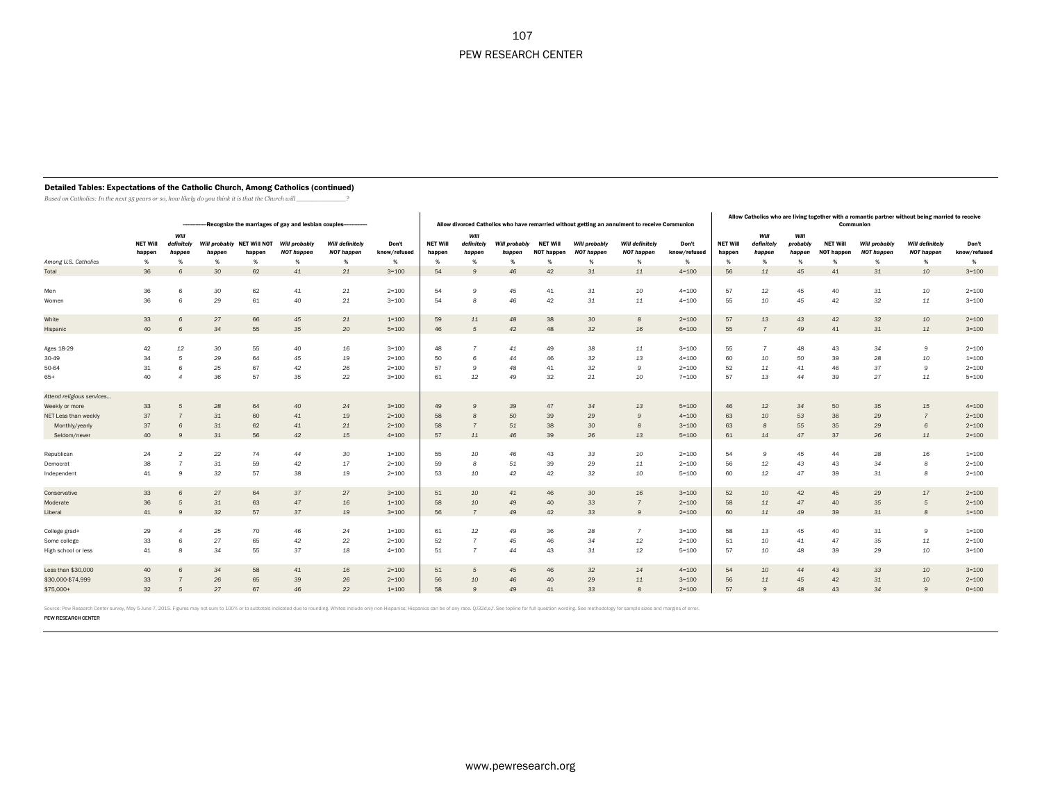## Detailed Tables: Expectations of the Catholic Church, Among Catholics (continued)

*Based on Catholics: In the next 35 years or so, how likely do you think it is that the Church will _______________?*

| | Recognize the marriages of gay and lesbian couples | | | | | | | Allow divorced Catholics who have remarried without getting an annulment to receive Communion | | | | | | | Allow Catholics who are living together with a romantic partner without being married to receive Communion | | | | | | |
|---|---|---|---|---|---|---|---|---|---|---|---|---|---|---|---|---|---|---|---|---|---|
| | NET Will happen | *Will definitely happen* | *Will probably happen* | NET Will NOT happen | *Will probably NOT happen* | *Will definitely NOT happen* | Don't know/refused | NET Will happen | *Will definitely happen* | *Will probably happen* | NET Will NOT happen | *Will probably NOT happen* | *Will definitely NOT happen* | Don't know/refused | NET Will happen | *Will definitely happen* | *Will probably happen* | NET Will NOT happen | *Will probably NOT happen* | *Will definitely NOT happen* | Don't know/refused |
| *Among U.S. Catholics* | % | % | % | % | % | % | % | % | % | % | % | % | % | % | % | % | % | % | % | % | % |
| Total | 36 | *6* | *30* | 62 | *41* | *21* | 3=100 | 54 | *9* | *46* | 42 | *31* | *11* | 4=100 | 56 | *11* | *45* | 41 | *31* | *10* | 3=100 |
| Men | 36 | *6* | *30* | 62 | *41* | *21* | 2=100 | 54 | *9* | *45* | 41 | *31* | *10* | 4=100 | 57 | *12* | *45* | 40 | *31* | *10* | 2=100 |
| Women | 36 | *6* | *29* | 61 | *40* | *21* | 3=100 | 54 | *8* | *46* | 42 | *31* | *11* | 4=100 | 55 | *10* | *45* | 42 | *32* | *11* | 3=100 |
| White | 33 | *6* | *27* | 66 | *45* | *21* | 1=100 | 59 | *11* | *48* | 38 | *30* | *8* | 2=100 | 57 | *13* | *43* | 42 | *32* | *10* | 2=100 |
| Hispanic | 40 | *6* | *34* | 55 | *35* | *20* | 5=100 | 46 | *5* | *42* | 48 | *32* | *16* | 6=100 | 55 | *7* | *49* | 41 | *31* | *11* | 3=100 |
| Ages 18-29 | 42 | *12* | *30* | 55 | *40* | *16* | 3=100 | 48 | *7* | *41* | 49 | *38* | *11* | 3=100 | 55 | *7* | *48* | 43 | *34* | *9* | 2=100 |
| 30-49 | 34 | *5* | *29* | 64 | *45* | *19* | 2=100 | 50 | *6* | *44* | 46 | *32* | *13* | 4=100 | 60 | *10* | *50* | 39 | *28* | *10* | 1=100 |
| 50-64 | 31 | *6* | *25* | 67 | *42* | *26* | 2=100 | 57 | *9* | *48* | 41 | *32* | *9* | 2=100 | 52 | *11* | *41* | 46 | *37* | *9* | 2=100 |
| 65+ | 40 | *4* | *36* | 57 | *35* | *22* | 3=100 | 61 | *12* | *49* | 32 | *21* | *10* | 7=100 | 57 | *13* | *44* | 39 | *27* | *11* | 5=100 |
| *Attend religious services...* | | | | | | | | | | | | | | | | | | | | | |
| Weekly or more | 33 | *5* | *28* | 64 | *40* | *24* | 3=100 | 49 | *9* | *39* | 47 | *34* | *13* | 5=100 | 46 | *12* | *34* | 50 | *35* | *15* | 4=100 |
| NET Less than weekly | 37 | *7* | *31* | 60 | *41* | *19* | 2=100 | 58 | *8* | *50* | 39 | *29* | *9* | 4=100 | 63 | *10* | *53* | 36 | *29* | *7* | 2=100 |
| Monthly/yearly | 37 | *6* | *31* | 62 | *41* | *21* | 2=100 | 58 | *7* | *51* | 38 | *30* | *8* | 3=100 | 63 | *8* | *55* | 35 | *29* | *6* | 2=100 |
| Seldom/never | 40 | *9* | *31* | 56 | *42* | *15* | 4=100 | 57 | *11* | *46* | 39 | *26* | *13* | 5=100 | 61 | *14* | *47* | 37 | *26* | *11* | 2=100 |
| Republican | 24 | *2* | *22* | 74 | *44* | *30* | 1=100 | 55 | *10* | *46* | 43 | *33* | *10* | 2=100 | 54 | *9* | *45* | 44 | *28* | *16* | 1=100 |
| Democrat | 38 | *7* | *31* | 59 | *42* | *17* | 2=100 | 59 | *8* | *51* | 39 | *29* | *11* | 2=100 | 56 | *12* | *43* | 43 | *34* | *8* | 2=100 |
| Independent | 41 | *9* | *32* | 57 | *38* | *19* | 2=100 | 53 | *10* | *42* | 42 | *32* | *10* | 5=100 | 60 | *12* | *47* | 39 | *31* | *8* | 2=100 |
| Conservative | 33 | *6* | *27* | 64 | *37* | *27* | 3=100 | 51 | *10* | *41* | 46 | *30* | *16* | 3=100 | 52 | *10* | *42* | 45 | *29* | *17* | 2=100 |
| Moderate | 36 | *5* | *31* | 63 | *47* | *16* | 1=100 | 58 | *10* | *49* | 40 | *33* | *7* | 2=100 | 58 | *11* | *47* | 40 | *35* | *5* | 2=100 |
| Liberal | 41 | *9* | *32* | 57 | *37* | *19* | 3=100 | 56 | *7* | *49* | 42 | *33* | *9* | 2=100 | 60 | *11* | *49* | 39 | *31* | *8* | 1=100 |
| College grad+ | 29 | *4* | *25* | 70 | *46* | *24* | 1=100 | 61 | *12* | *49* | 36 | *28* | *7* | 3=100 | 58 | *13* | *45* | 40 | *31* | *9* | 1=100 |
| Some college | 33 | *6* | *27* | 65 | *42* | *22* | 2=100 | 52 | *7* | *45* | 46 | *34* | *12* | 2=100 | 51 | *10* | *41* | 47 | *35* | *11* | 2=100 |
| High school or less | 41 | *8* | *34* | 55 | *37* | *18* | 4=100 | 51 | *7* | *44* | 43 | *31* | *12* | 5=100 | 57 | *10* | *48* | 39 | *29* | *10* | 3=100 |
| Less than $30,000 | 40 | *6* | *34* | 58 | *41* | *16* | 2=100 | 51 | *5* | *45* | 46 | *32* | *14* | 4=100 | 54 | *10* | *44* | 43 | *33* | *10* | 3=100 |
| $30,000-$74,999 | 33 | *7* | *26* | 65 | *39* | *26* | 2=100 | 56 | *10* | *46* | 40 | *29* | *11* | 3=100 | 56 | *11* | *45* | 42 | *31* | *10* | 2=100 |
| $75,000+ | 32 | *5* | *27* | 67 | *46* | *22* | 1=100 | 58 | *9* | *49* | 41 | *33* | *8* | 2=100 | 57 | *9* | *48* | 43 | *34* | *9* | 0=100 |

Source: Pew Research Center survey, May 5-June 7, 2015. Figures may not sum to 100% or to subtotals indicated due to rounding. Whites include only non-Hispanics; Hispanics can be of any race. QJ32d,e,f. See topline for full question wording. See methodology for sample sizes and margins of error.

PEW RESEARCH CENTER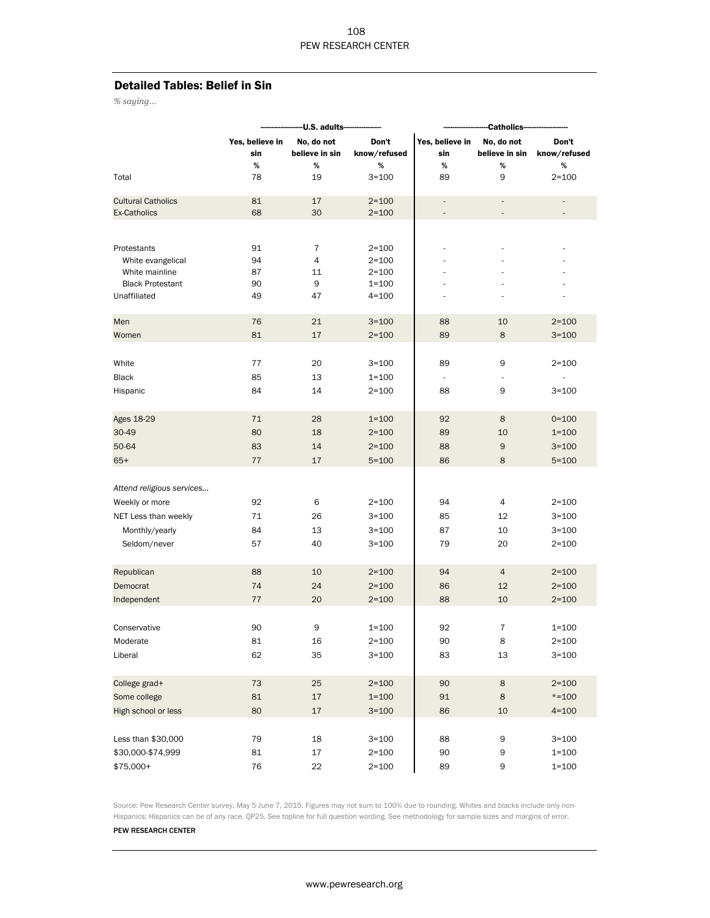## Detailed Tables: Belief in Sin

*% saying…*

| | U.S. adults | | | Catholics | | |
|---|---|---|---|---|---|---|
| | Yes, believe in sin | No, do not believe in sin | Don't know/refused | Yes, believe in sin | No, do not believe in sin | Don't know/refused |
| | % | % | % | % | % | % |
| Total | 78 | 19 | 3=100 | 89 | 9 | 2=100 |
| Cultural Catholics | 81 | 17 | 2=100 | - | - | - |
| Ex-Catholics | 68 | 30 | 2=100 | - | - | - |
| Protestants | 91 | 7 | 2=100 | - | - | - |
| White evangelical | 94 | 4 | 2=100 | - | - | - |
| White mainline | 87 | 11 | 2=100 | - | - | - |
| Black Protestant | 90 | 9 | 1=100 | - | - | - |
| Unaffiliated | 49 | 47 | 4=100 | - | - | - |
| Men | 76 | 21 | 3=100 | 88 | 10 | 2=100 |
| Women | 81 | 17 | 2=100 | 89 | 8 | 3=100 |
| White | 77 | 20 | 3=100 | 89 | 9 | 2=100 |
| Black | 85 | 13 | 1=100 | - | - | - |
| Hispanic | 84 | 14 | 2=100 | 88 | 9 | 3=100 |
| Ages 18-29 | 71 | 28 | 1=100 | 92 | 8 | 0=100 |
| 30-49 | 80 | 18 | 2=100 | 89 | 10 | 1=100 |
| 50-64 | 83 | 14 | 2=100 | 88 | 9 | 3=100 |
| 65+ | 77 | 17 | 5=100 | 86 | 8 | 5=100 |
| *Attend religious services…* | | | | | | |
| Weekly or more | 92 | 6 | 2=100 | 94 | 4 | 2=100 |
| NET Less than weekly | 71 | 26 | 3=100 | 85 | 12 | 3=100 |
| Monthly/yearly | 84 | 13 | 3=100 | 87 | 10 | 3=100 |
| Seldom/never | 57 | 40 | 3=100 | 79 | 20 | 2=100 |
| Republican | 88 | 10 | 2=100 | 94 | 4 | 2=100 |
| Democrat | 74 | 24 | 2=100 | 86 | 12 | 2=100 |
| Independent | 77 | 20 | 2=100 | 88 | 10 | 2=100 |
| Conservative | 90 | 9 | 1=100 | 92 | 7 | 1=100 |
| Moderate | 81 | 16 | 2=100 | 90 | 8 | 2=100 |
| Liberal | 62 | 35 | 3=100 | 83 | 13 | 3=100 |
| College grad+ | 73 | 25 | 2=100 | 90 | 8 | 2=100 |
| Some college | 81 | 17 | 1=100 | 91 | 8 | *=100 |
| High school or less | 80 | 17 | 3=100 | 86 | 10 | 4=100 |
| Less than $30,000 | 79 | 18 | 3=100 | 88 | 9 | 3=100 |
| $30,000-$74,999 | 81 | 17 | 2=100 | 90 | 9 | 1=100 |
| $75,000+ | 76 | 22 | 2=100 | 89 | 9 | 1=100 |

Source: Pew Research Center survey, May 5-June 7, 2015. Figures may not sum to 100% due to rounding. Whites and blacks include only non-Hispanics; Hispanics can be of any race. QP25. See topline for full question wording. See methodology for sample sizes and margins of error.

PEW RESEARCH CENTER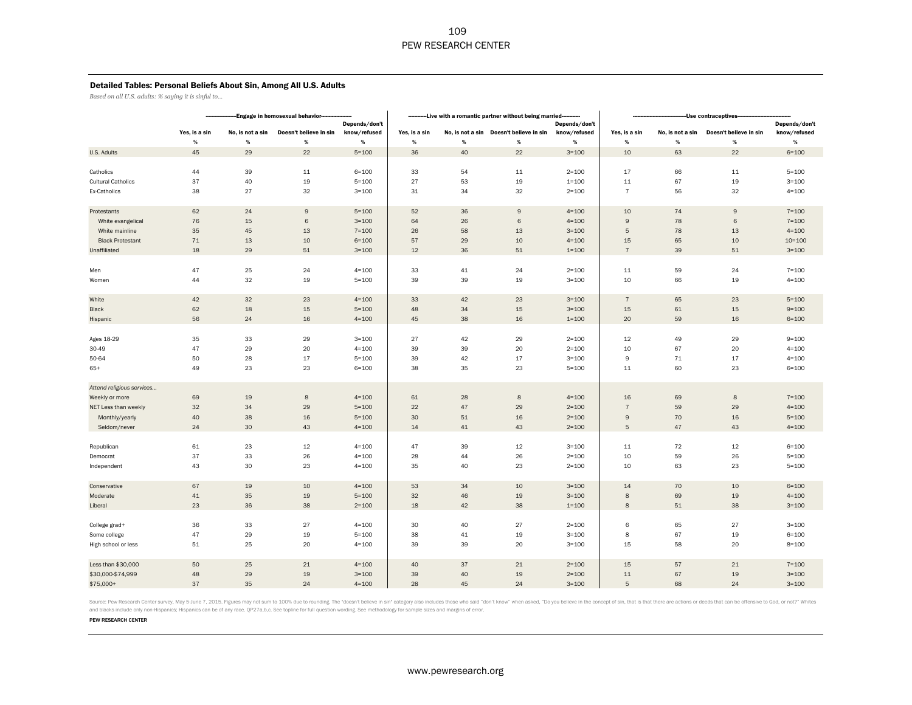### Detailed Tables: Personal Beliefs About Sin, Among All U.S. Adults

*Based on all U.S. adults: % saying it is sinful to...*

| | Engage in homosexual behavior | | | | Live with a romantic partner without being married | | | | Use contraceptives | | | |
|---|---|---|---|---|---|---|---|---|---|---|---|---|
| | Yes, is a sin | No, is not a sin | Doesn't believe in sin | Depends/don't know/refused | Yes, is a sin | No, is not a sin | Doesn't believe in sin | Depends/don't know/refused | Yes, is a sin | No, is not a sin | Doesn't believe in sin | Depends/don't know/refused |
| | % | % | % | % | % | % | % | % | % | % | % | % |
| U.S. Adults | 45 | 29 | 22 | 5=100 | 36 | 40 | 22 | 3=100 | 10 | 63 | 22 | 6=100 |
| Catholics | 44 | 39 | 11 | 6=100 | 33 | 54 | 11 | 2=100 | 17 | 66 | 11 | 5=100 |
| Cultural Catholics | 37 | 40 | 19 | 5=100 | 27 | 53 | 19 | 1=100 | 11 | 67 | 19 | 3=100 |
| Ex-Catholics | 38 | 27 | 32 | 3=100 | 31 | 34 | 32 | 2=100 | 7 | 56 | 32 | 4=100 |
| Protestants | 62 | 24 | 9 | 5=100 | 52 | 36 | 9 | 4=100 | 10 | 74 | 9 | 7=100 |
| White evangelical | 76 | 15 | 6 | 3=100 | 64 | 26 | 6 | 4=100 | 9 | 78 | 6 | 7=100 |
| White mainline | 35 | 45 | 13 | 7=100 | 26 | 58 | 13 | 3=100 | 5 | 78 | 13 | 4=100 |
| Black Protestant | 71 | 13 | 10 | 6=100 | 57 | 29 | 10 | 4=100 | 15 | 65 | 10 | 10=100 |
| Unaffiliated | 18 | 29 | 51 | 3=100 | 12 | 36 | 51 | 1=100 | 7 | 39 | 51 | 3=100 |
| Men | 47 | 25 | 24 | 4=100 | 33 | 41 | 24 | 2=100 | 11 | 59 | 24 | 7=100 |
| Women | 44 | 32 | 19 | 5=100 | 39 | 39 | 19 | 3=100 | 10 | 66 | 19 | 4=100 |
| White | 42 | 32 | 23 | 4=100 | 33 | 42 | 23 | 3=100 | 7 | 65 | 23 | 5=100 |
| Black | 62 | 18 | 15 | 5=100 | 48 | 34 | 15 | 3=100 | 15 | 61 | 15 | 9=100 |
| Hispanic | 56 | 24 | 16 | 4=100 | 45 | 38 | 16 | 1=100 | 20 | 59 | 16 | 6=100 |
| Ages 18-29 | 35 | 33 | 29 | 3=100 | 27 | 42 | 29 | 2=100 | 12 | 49 | 29 | 9=100 |
| 30-49 | 47 | 29 | 20 | 4=100 | 39 | 39 | 20 | 2=100 | 10 | 67 | 20 | 4=100 |
| 50-64 | 50 | 28 | 17 | 5=100 | 39 | 42 | 17 | 3=100 | 9 | 71 | 17 | 4=100 |
| 65+ | 49 | 23 | 23 | 6=100 | 38 | 35 | 23 | 5=100 | 11 | 60 | 23 | 6=100 |
| *Attend religious services...* | | | | | | | | | | | | |
| Weekly or more | 69 | 19 | 8 | 4=100 | 61 | 28 | 8 | 4=100 | 16 | 69 | 8 | 7=100 |
| NET Less than weekly | 32 | 34 | 29 | 5=100 | 22 | 47 | 29 | 2=100 | 7 | 59 | 29 | 4=100 |
| Monthly/yearly | 40 | 38 | 16 | 5=100 | 30 | 51 | 16 | 2=100 | 9 | 70 | 16 | 5=100 |
| Seldom/never | 24 | 30 | 43 | 4=100 | 14 | 41 | 43 | 2=100 | 5 | 47 | 43 | 4=100 |
| Republican | 61 | 23 | 12 | 4=100 | 47 | 39 | 12 | 3=100 | 11 | 72 | 12 | 6=100 |
| Democrat | 37 | 33 | 26 | 4=100 | 28 | 44 | 26 | 2=100 | 10 | 59 | 26 | 5=100 |
| Independent | 43 | 30 | 23 | 4=100 | 35 | 40 | 23 | 2=100 | 10 | 63 | 23 | 5=100 |
| Conservative | 67 | 19 | 10 | 4=100 | 53 | 34 | 10 | 3=100 | 14 | 70 | 10 | 6=100 |
| Moderate | 41 | 35 | 19 | 5=100 | 32 | 46 | 19 | 3=100 | 8 | 69 | 19 | 4=100 |
| Liberal | 23 | 36 | 38 | 2=100 | 18 | 42 | 38 | 1=100 | 8 | 51 | 38 | 3=100 |
| College grad+ | 36 | 33 | 27 | 4=100 | 30 | 40 | 27 | 2=100 | 6 | 65 | 27 | 3=100 |
| Some college | 47 | 29 | 19 | 5=100 | 38 | 41 | 19 | 3=100 | 8 | 67 | 19 | 6=100 |
| High school or less | 51 | 25 | 20 | 4=100 | 39 | 39 | 20 | 3=100 | 15 | 58 | 20 | 8=100 |
| Less than $30,000 | 50 | 25 | 21 | 4=100 | 40 | 37 | 21 | 2=100 | 15 | 57 | 21 | 7=100 |
| $30,000-$74,999 | 48 | 29 | 19 | 3=100 | 39 | 40 | 19 | 2=100 | 11 | 67 | 19 | 3=100 |
| $75,000+ | 37 | 35 | 24 | 4=100 | 28 | 45 | 24 | 3=100 | 5 | 68 | 24 | 3=100 |

Source: Pew Research Center survey, May 5-June 7, 2015. Figures may not sum to 100% due to rounding. The "doesn't believe in sin" category also includes those who said "don't know" when asked, "Do you believe in the concept of sin, that is that there are actions or deeds that can be offensive to God, or not?" Whites and blacks include only non-Hispanics; Hispanics can be of any race. QP27a,b,c. See topline for full question wording. See methodology for sample sizes and margins of error.

PEW RESEARCH CENTER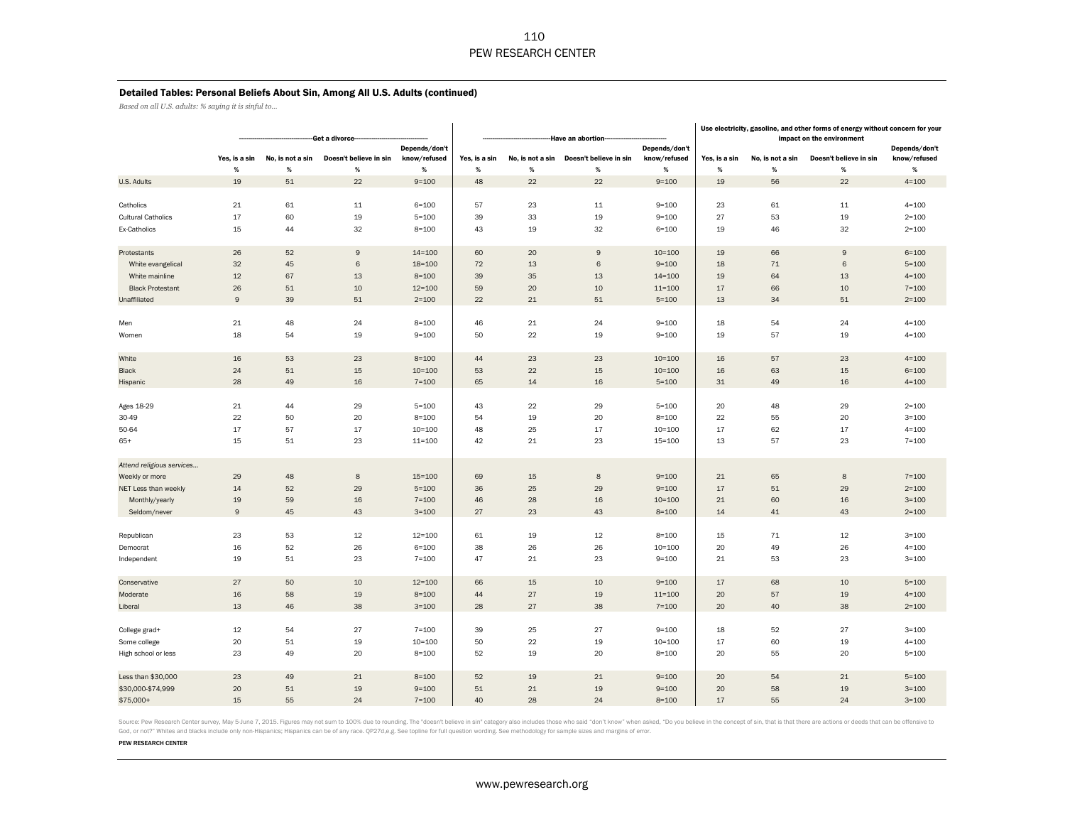### Detailed Tables: Personal Beliefs About Sin, Among All U.S. Adults (continued)

*Based on all U.S. adults: % saying it is sinful to…*

| | Get a divorce | | | | Have an abortion | | | | Use electricity, gasoline, and other forms of energy without concern for your impact on the environment | | | |
|---|---|---|---|---|---|---|---|---|---|---|---|---|
| | Yes, is a sin | No, is not a sin | Doesn't believe in sin | Depends/don't know/refused | Yes, is a sin | No, is not a sin | Doesn't believe in sin | Depends/don't know/refused | Yes, is a sin | No, is not a sin | Doesn't believe in sin | Depends/don't know/refused |
| | % | % | % | % | % | % | % | % | % | % | % | % |
| U.S. Adults | 19 | 51 | 22 | 9=100 | 48 | 22 | 22 | 9=100 | 19 | 56 | 22 | 4=100 |
| Catholics | 21 | 61 | 11 | 6=100 | 57 | 23 | 11 | 9=100 | 23 | 61 | 11 | 4=100 |
| Cultural Catholics | 17 | 60 | 19 | 5=100 | 39 | 33 | 19 | 9=100 | 27 | 53 | 19 | 2=100 |
| Ex-Catholics | 15 | 44 | 32 | 8=100 | 43 | 19 | 32 | 6=100 | 19 | 46 | 32 | 2=100 |
| Protestants | 26 | 52 | 9 | 14=100 | 60 | 20 | 9 | 10=100 | 19 | 66 | 9 | 6=100 |
| White evangelical | 32 | 45 | 6 | 18=100 | 72 | 13 | 6 | 9=100 | 18 | 71 | 6 | 5=100 |
| White mainline | 12 | 67 | 13 | 8=100 | 39 | 35 | 13 | 14=100 | 19 | 64 | 13 | 4=100 |
| Black Protestant | 26 | 51 | 10 | 12=100 | 59 | 20 | 10 | 11=100 | 17 | 66 | 10 | 7=100 |
| Unaffiliated | 9 | 39 | 51 | 2=100 | 22 | 21 | 51 | 5=100 | 13 | 34 | 51 | 2=100 |
| Men | 21 | 48 | 24 | 8=100 | 46 | 21 | 24 | 9=100 | 18 | 54 | 24 | 4=100 |
| Women | 18 | 54 | 19 | 9=100 | 50 | 22 | 19 | 9=100 | 19 | 57 | 19 | 4=100 |
| White | 16 | 53 | 23 | 8=100 | 44 | 23 | 23 | 10=100 | 16 | 57 | 23 | 4=100 |
| Black | 24 | 51 | 15 | 10=100 | 53 | 22 | 15 | 10=100 | 16 | 63 | 15 | 6=100 |
| Hispanic | 28 | 49 | 16 | 7=100 | 65 | 14 | 16 | 5=100 | 31 | 49 | 16 | 4=100 |
| Ages 18-29 | 21 | 44 | 29 | 5=100 | 43 | 22 | 29 | 5=100 | 20 | 48 | 29 | 2=100 |
| 30-49 | 22 | 50 | 20 | 8=100 | 54 | 19 | 20 | 8=100 | 22 | 55 | 20 | 3=100 |
| 50-64 | 17 | 57 | 17 | 10=100 | 48 | 25 | 17 | 10=100 | 17 | 62 | 17 | 4=100 |
| 65+ | 15 | 51 | 23 | 11=100 | 42 | 21 | 23 | 15=100 | 13 | 57 | 23 | 7=100 |
| *Attend religious services…* | | | | | | | | | | | | |
| Weekly or more | 29 | 48 | 8 | 15=100 | 69 | 15 | 8 | 9=100 | 21 | 65 | 8 | 7=100 |
| NET Less than weekly | 14 | 52 | 29 | 5=100 | 36 | 25 | 29 | 9=100 | 17 | 51 | 29 | 2=100 |
| Monthly/yearly | 19 | 59 | 16 | 7=100 | 46 | 28 | 16 | 10=100 | 21 | 60 | 16 | 3=100 |
| Seldom/never | 9 | 45 | 43 | 3=100 | 27 | 23 | 43 | 8=100 | 14 | 41 | 43 | 2=100 |
| Republican | 23 | 53 | 12 | 12=100 | 61 | 19 | 12 | 8=100 | 15 | 71 | 12 | 3=100 |
| Democrat | 16 | 52 | 26 | 6=100 | 38 | 26 | 26 | 10=100 | 20 | 49 | 26 | 4=100 |
| Independent | 19 | 51 | 23 | 7=100 | 47 | 21 | 23 | 9=100 | 21 | 53 | 23 | 3=100 |
| Conservative | 27 | 50 | 10 | 12=100 | 66 | 15 | 10 | 9=100 | 17 | 68 | 10 | 5=100 |
| Moderate | 16 | 58 | 19 | 8=100 | 44 | 27 | 19 | 11=100 | 20 | 57 | 19 | 4=100 |
| Liberal | 13 | 46 | 38 | 3=100 | 28 | 27 | 38 | 7=100 | 20 | 40 | 38 | 2=100 |
| College grad+ | 12 | 54 | 27 | 7=100 | 39 | 25 | 27 | 9=100 | 18 | 52 | 27 | 3=100 |
| Some college | 20 | 51 | 19 | 10=100 | 50 | 22 | 19 | 10=100 | 17 | 60 | 19 | 4=100 |
| High school or less | 23 | 49 | 20 | 8=100 | 52 | 19 | 20 | 8=100 | 20 | 55 | 20 | 5=100 |
| Less than $30,000 | 23 | 49 | 21 | 8=100 | 52 | 19 | 21 | 9=100 | 20 | 54 | 21 | 5=100 |
| $30,000-$74,999 | 20 | 51 | 19 | 9=100 | 51 | 21 | 19 | 9=100 | 20 | 58 | 19 | 3=100 |
| $75,000+ | 15 | 55 | 24 | 7=100 | 40 | 28 | 24 | 8=100 | 17 | 55 | 24 | 3=100 |

Source: Pew Research Center survey, May 5-June 7, 2015. Figures may not sum to 100% due to rounding. The "doesn't believe in sin" category also includes those who said "don't know" when asked, "Do you believe in the concept of sin, that is that there are actions or deeds that can be offensive to God, or not?" Whites and blacks include only non-Hispanics; Hispanics can be of any race. QP27d,e,g. See topline for full question wording. See methodology for sample sizes and margins of error.

PEW RESEARCH CENTER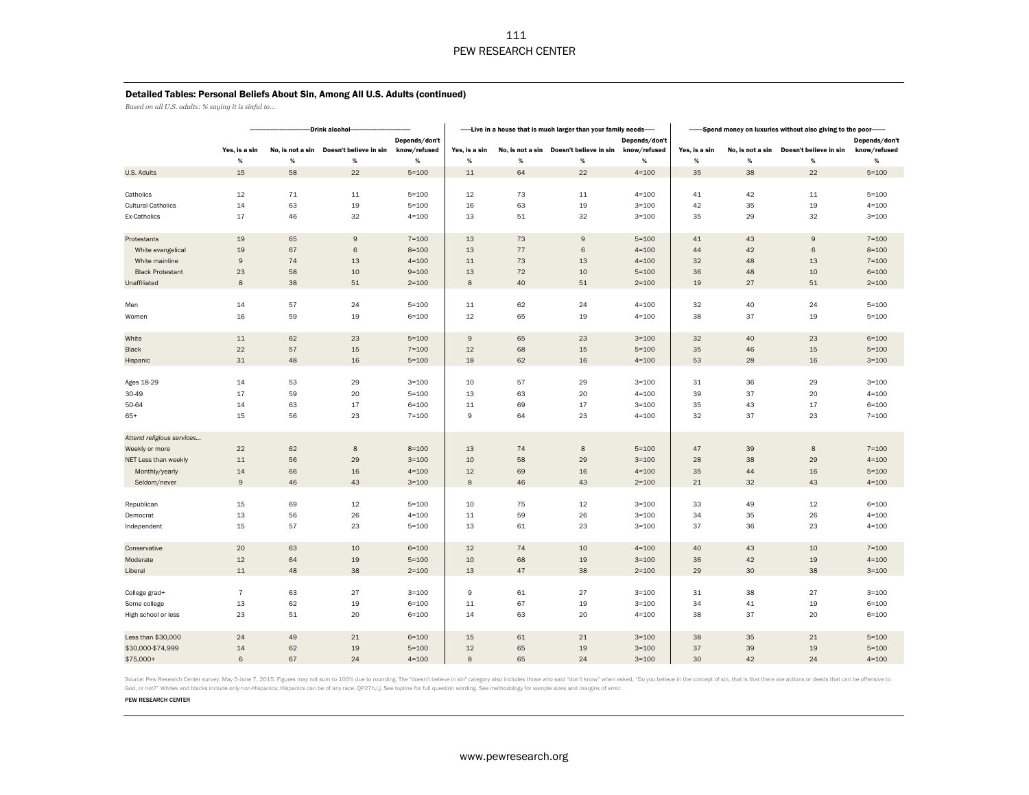### Detailed Tables: Personal Beliefs About Sin, Among All U.S. Adults (continued)

*Based on all U.S. adults: % saying it is sinful to…*

| | Drink alcohol | | | | Live in a house that is much larger than your family needs | | | | Spend money on luxuries without also giving to the poor | | | |
|---|---|---|---|---|---|---|---|---|---|---|---|---|
| | Yes, is a sin | No, is not a sin | Doesn't believe in sin | Depends/don't know/refused | Yes, is a sin | No, is not a sin | Doesn't believe in sin | Depends/don't know/refused | Yes, is a sin | No, is not a sin | Doesn't believe in sin | Depends/don't know/refused |
| | % | % | % | % | % | % | % | % | % | % | % | % |
| U.S. Adults | 15 | 58 | 22 | 5=100 | 11 | 64 | 22 | 4=100 | 35 | 38 | 22 | 5=100 |
| Catholics | 12 | 71 | 11 | 5=100 | 12 | 73 | 11 | 4=100 | 41 | 42 | 11 | 5=100 |
| Cultural Catholics | 14 | 63 | 19 | 5=100 | 16 | 63 | 19 | 3=100 | 42 | 35 | 19 | 4=100 |
| Ex-Catholics | 17 | 46 | 32 | 4=100 | 13 | 51 | 32 | 3=100 | 35 | 29 | 32 | 3=100 |
| Protestants | 19 | 65 | 9 | 7=100 | 13 | 73 | 9 | 5=100 | 41 | 43 | 9 | 7=100 |
| White evangelical | 19 | 67 | 6 | 8=100 | 13 | 77 | 6 | 4=100 | 44 | 42 | 6 | 8=100 |
| White mainline | 9 | 74 | 13 | 4=100 | 11 | 73 | 13 | 4=100 | 32 | 48 | 13 | 7=100 |
| Black Protestant | 23 | 58 | 10 | 9=100 | 13 | 72 | 10 | 5=100 | 36 | 48 | 10 | 6=100 |
| Unaffiliated | 8 | 38 | 51 | 2=100 | 8 | 40 | 51 | 2=100 | 19 | 27 | 51 | 2=100 |
| Men | 14 | 57 | 24 | 5=100 | 11 | 62 | 24 | 4=100 | 32 | 40 | 24 | 5=100 |
| Women | 16 | 59 | 19 | 6=100 | 12 | 65 | 19 | 4=100 | 38 | 37 | 19 | 5=100 |
| White | 11 | 62 | 23 | 5=100 | 9 | 65 | 23 | 3=100 | 32 | 40 | 23 | 6=100 |
| Black | 22 | 57 | 15 | 7=100 | 12 | 68 | 15 | 5=100 | 35 | 46 | 15 | 5=100 |
| Hispanic | 31 | 48 | 16 | 5=100 | 18 | 62 | 16 | 4=100 | 53 | 28 | 16 | 3=100 |
| Ages 18-29 | 14 | 53 | 29 | 3=100 | 10 | 57 | 29 | 3=100 | 31 | 36 | 29 | 3=100 |
| 30-49 | 17 | 59 | 20 | 5=100 | 13 | 63 | 20 | 4=100 | 39 | 37 | 20 | 4=100 |
| 50-64 | 14 | 63 | 17 | 6=100 | 11 | 69 | 17 | 3=100 | 35 | 43 | 17 | 6=100 |
| 65+ | 15 | 56 | 23 | 7=100 | 9 | 64 | 23 | 4=100 | 32 | 37 | 23 | 7=100 |
| *Attend religious services…* | | | | | | | | | | | | |
| Weekly or more | 22 | 62 | 8 | 8=100 | 13 | 74 | 8 | 5=100 | 47 | 39 | 8 | 7=100 |
| NET Less than weekly | 11 | 56 | 29 | 3=100 | 10 | 58 | 29 | 3=100 | 28 | 38 | 29 | 4=100 |
| Monthly/yearly | 14 | 66 | 16 | 4=100 | 12 | 69 | 16 | 4=100 | 35 | 44 | 16 | 5=100 |
| Seldom/never | 9 | 46 | 43 | 3=100 | 8 | 46 | 43 | 2=100 | 21 | 32 | 43 | 4=100 |
| Republican | 15 | 69 | 12 | 5=100 | 10 | 75 | 12 | 3=100 | 33 | 49 | 12 | 6=100 |
| Democrat | 13 | 56 | 26 | 4=100 | 11 | 59 | 26 | 3=100 | 34 | 35 | 26 | 4=100 |
| Independent | 15 | 57 | 23 | 5=100 | 13 | 61 | 23 | 3=100 | 37 | 36 | 23 | 4=100 |
| Conservative | 20 | 63 | 10 | 6=100 | 12 | 74 | 10 | 4=100 | 40 | 43 | 10 | 7=100 |
| Moderate | 12 | 64 | 19 | 5=100 | 10 | 68 | 19 | 3=100 | 36 | 42 | 19 | 4=100 |
| Liberal | 11 | 48 | 38 | 2=100 | 13 | 47 | 38 | 2=100 | 29 | 30 | 38 | 3=100 |
| College grad+ | 7 | 63 | 27 | 3=100 | 9 | 61 | 27 | 3=100 | 31 | 38 | 27 | 3=100 |
| Some college | 13 | 62 | 19 | 6=100 | 11 | 67 | 19 | 3=100 | 34 | 41 | 19 | 6=100 |
| High school or less | 23 | 51 | 20 | 6=100 | 14 | 63 | 20 | 4=100 | 38 | 37 | 20 | 6=100 |
| Less than $30,000 | 24 | 49 | 21 | 6=100 | 15 | 61 | 21 | 3=100 | 38 | 35 | 21 | 5=100 |
| $30,000-$74,999 | 14 | 62 | 19 | 5=100 | 12 | 65 | 19 | 3=100 | 37 | 39 | 19 | 5=100 |
| $75,000+ | 6 | 67 | 24 | 4=100 | 8 | 65 | 24 | 3=100 | 30 | 42 | 24 | 4=100 |

Source: Pew Research Center survey, May 5-June 7, 2015. Figures may not sum to 100% due to rounding. The "doesn't believe in sin" category also includes those who said "don't know" when asked, "Do you believe in the concept of sin, that is that there are actions or deeds that can be offensive to God, or not?" Whites and blacks include only non-Hispanics; Hispanics can be of any race. QP27h,i,j. See topline for full question wording. See methodology for sample sizes and margins of error.

PEW RESEARCH CENTER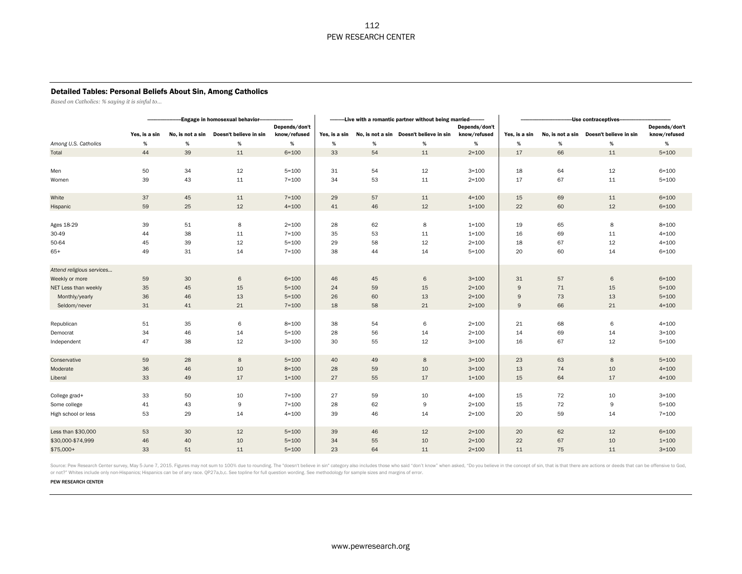## Detailed Tables: Personal Beliefs About Sin, Among Catholics

*Based on Catholics: % saying it is sinful to…*

| | Engage in homosexual behavior | | | | Live with a romantic partner without being married | | | | Use contraceptives | | | |
|---|---|---|---|---|---|---|---|---|---|---|---|---|
| | Yes, is a sin | No, is not a sin | Doesn't believe in sin | Depends/don't know/refused | Yes, is a sin | No, is not a sin | Doesn't believe in sin | Depends/don't know/refused | Yes, is a sin | No, is not a sin | Doesn't believe in sin | Depends/don't know/refused |
| *Among U.S. Catholics* | % | % | % | % | % | % | % | % | % | % | % | % |
| Total | 44 | 39 | 11 | 6=100 | 33 | 54 | 11 | 2=100 | 17 | 66 | 11 | 5=100 |
| Men | 50 | 34 | 12 | 5=100 | 31 | 54 | 12 | 3=100 | 18 | 64 | 12 | 6=100 |
| Women | 39 | 43 | 11 | 7=100 | 34 | 53 | 11 | 2=100 | 17 | 67 | 11 | 5=100 |
| White | 37 | 45 | 11 | 7=100 | 29 | 57 | 11 | 4=100 | 15 | 69 | 11 | 6=100 |
| Hispanic | 59 | 25 | 12 | 4=100 | 41 | 46 | 12 | 1=100 | 22 | 60 | 12 | 6=100 |
| Ages 18-29 | 39 | 51 | 8 | 2=100 | 28 | 62 | 8 | 1=100 | 19 | 65 | 8 | 8=100 |
| 30-49 | 44 | 38 | 11 | 7=100 | 35 | 53 | 11 | 1=100 | 16 | 69 | 11 | 4=100 |
| 50-64 | 45 | 39 | 12 | 5=100 | 29 | 58 | 12 | 2=100 | 18 | 67 | 12 | 4=100 |
| 65+ | 49 | 31 | 14 | 7=100 | 38 | 44 | 14 | 5=100 | 20 | 60 | 14 | 6=100 |
| *Attend religious services…* | | | | | | | | | | | | |
| Weekly or more | 59 | 30 | 6 | 6=100 | 46 | 45 | 6 | 3=100 | 31 | 57 | 6 | 6=100 |
| NET Less than weekly | 35 | 45 | 15 | 5=100 | 24 | 59 | 15 | 2=100 | 9 | 71 | 15 | 5=100 |
| Monthly/yearly | 36 | 46 | 13 | 5=100 | 26 | 60 | 13 | 2=100 | 9 | 73 | 13 | 5=100 |
| Seldom/never | 31 | 41 | 21 | 7=100 | 18 | 58 | 21 | 2=100 | 9 | 66 | 21 | 4=100 |
| Republican | 51 | 35 | 6 | 8=100 | 38 | 54 | 6 | 2=100 | 21 | 68 | 6 | 4=100 |
| Democrat | 34 | 46 | 14 | 5=100 | 28 | 56 | 14 | 2=100 | 14 | 69 | 14 | 3=100 |
| Independent | 47 | 38 | 12 | 3=100 | 30 | 55 | 12 | 3=100 | 16 | 67 | 12 | 5=100 |
| Conservative | 59 | 28 | 8 | 5=100 | 40 | 49 | 8 | 3=100 | 23 | 63 | 8 | 5=100 |
| Moderate | 36 | 46 | 10 | 8=100 | 28 | 59 | 10 | 3=100 | 13 | 74 | 10 | 4=100 |
| Liberal | 33 | 49 | 17 | 1=100 | 27 | 55 | 17 | 1=100 | 15 | 64 | 17 | 4=100 |
| College grad+ | 33 | 50 | 10 | 7=100 | 27 | 59 | 10 | 4=100 | 15 | 72 | 10 | 3=100 |
| Some college | 41 | 43 | 9 | 7=100 | 28 | 62 | 9 | 2=100 | 15 | 72 | 9 | 5=100 |
| High school or less | 53 | 29 | 14 | 4=100 | 39 | 46 | 14 | 2=100 | 20 | 59 | 14 | 7=100 |
| Less than $30,000 | 53 | 30 | 12 | 5=100 | 39 | 46 | 12 | 2=100 | 20 | 62 | 12 | 6=100 |
| $30,000-$74,999 | 46 | 40 | 10 | 5=100 | 34 | 55 | 10 | 2=100 | 22 | 67 | 10 | 1=100 |
| $75,000+ | 33 | 51 | 11 | 5=100 | 23 | 64 | 11 | 2=100 | 11 | 75 | 11 | 3=100 |

Source: Pew Research Center survey, May 5-June 7, 2015. Figures may not sum to 100% due to rounding. The "doesn't believe in sin" category also includes those who said "don't know" when asked, "Do you believe in the concept of sin, that is that there are actions or deeds that can be offensive to God, or not?" Whites include only non-Hispanics; Hispanics can be of any race. QP27a,b,c. See topline for full question wording. See methodology for sample sizes and margins of error.

PEW RESEARCH CENTER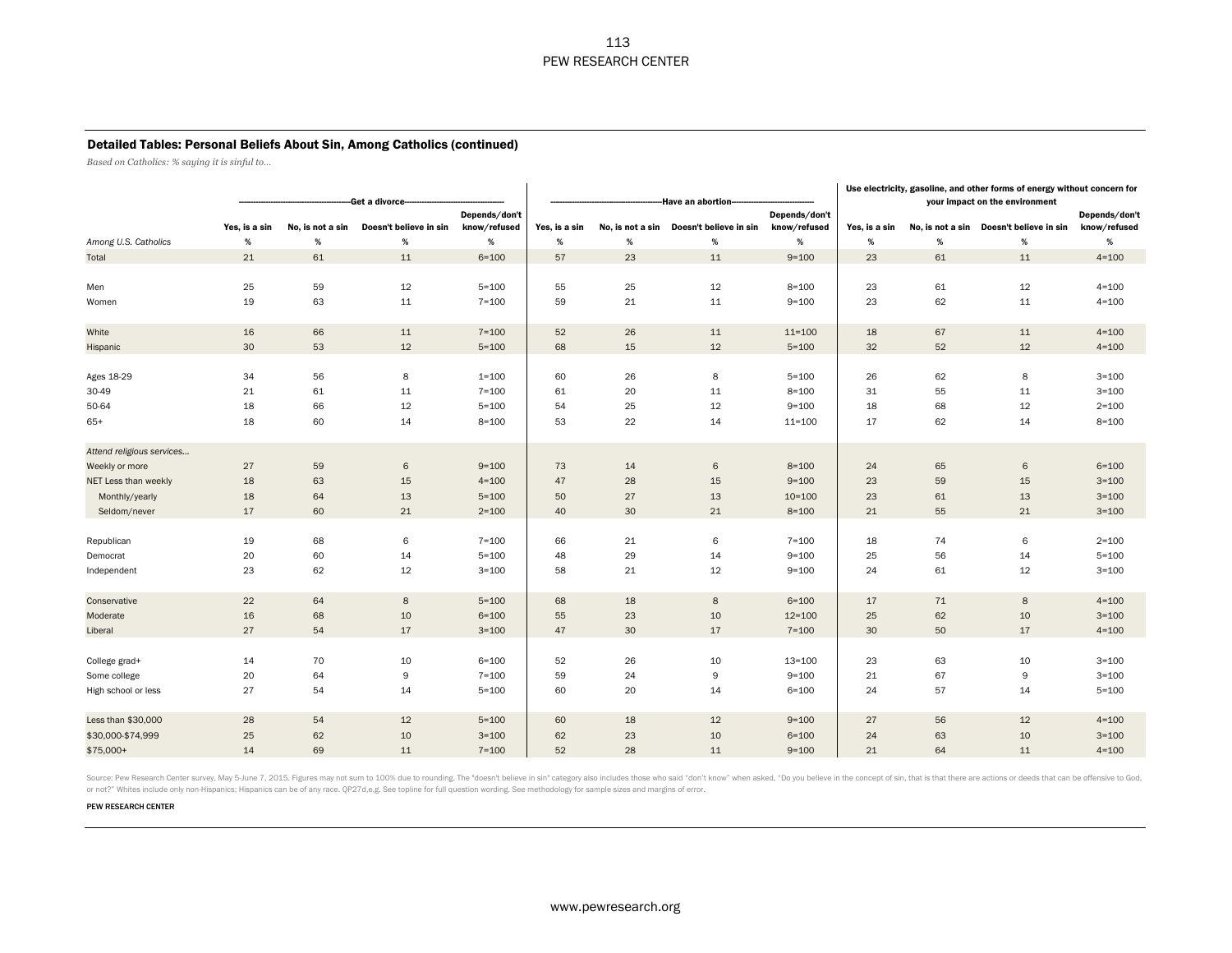### Detailed Tables: Personal Beliefs About Sin, Among Catholics (continued)

*Based on Catholics: % saying it is sinful to…*

| | Get a divorce | | | | Have an abortion | | | | Use electricity, gasoline, and other forms of energy without concern for your impact on the environment | | | |
|---|---|---|---|---|---|---|---|---|---|---|---|---|
| | Yes, is a sin | No, is not a sin | Doesn't believe in sin | Depends/don't know/refused | Yes, is a sin | No, is not a sin | Doesn't believe in sin | Depends/don't know/refused | Yes, is a sin | No, is not a sin | Doesn't believe in sin | Depends/don't know/refused |
| *Among U.S. Catholics* | % | % | % | % | % | % | % | % | % | % | % | % |
| Total | 21 | 61 | 11 | 6=100 | 57 | 23 | 11 | 9=100 | 23 | 61 | 11 | 4=100 |
| Men | 25 | 59 | 12 | 5=100 | 55 | 25 | 12 | 8=100 | 23 | 61 | 12 | 4=100 |
| Women | 19 | 63 | 11 | 7=100 | 59 | 21 | 11 | 9=100 | 23 | 62 | 11 | 4=100 |
| White | 16 | 66 | 11 | 7=100 | 52 | 26 | 11 | 11=100 | 18 | 67 | 11 | 4=100 |
| Hispanic | 30 | 53 | 12 | 5=100 | 68 | 15 | 12 | 5=100 | 32 | 52 | 12 | 4=100 |
| Ages 18-29 | 34 | 56 | 8 | 1=100 | 60 | 26 | 8 | 5=100 | 26 | 62 | 8 | 3=100 |
| 30-49 | 21 | 61 | 11 | 7=100 | 61 | 20 | 11 | 8=100 | 31 | 55 | 11 | 3=100 |
| 50-64 | 18 | 66 | 12 | 5=100 | 54 | 25 | 12 | 9=100 | 18 | 68 | 12 | 2=100 |
| 65+ | 18 | 60 | 14 | 8=100 | 53 | 22 | 14 | 11=100 | 17 | 62 | 14 | 8=100 |
| *Attend religious services…* | | | | | | | | | | | | |
| Weekly or more | 27 | 59 | 6 | 9=100 | 73 | 14 | 6 | 8=100 | 24 | 65 | 6 | 6=100 |
| NET Less than weekly | 18 | 63 | 15 | 4=100 | 47 | 28 | 15 | 9=100 | 23 | 59 | 15 | 3=100 |
| Monthly/yearly | 18 | 64 | 13 | 5=100 | 50 | 27 | 13 | 10=100 | 23 | 61 | 13 | 3=100 |
| Seldom/never | 17 | 60 | 21 | 2=100 | 40 | 30 | 21 | 8=100 | 21 | 55 | 21 | 3=100 |
| Republican | 19 | 68 | 6 | 7=100 | 66 | 21 | 6 | 7=100 | 18 | 74 | 6 | 2=100 |
| Democrat | 20 | 60 | 14 | 5=100 | 48 | 29 | 14 | 9=100 | 25 | 56 | 14 | 5=100 |
| Independent | 23 | 62 | 12 | 3=100 | 58 | 21 | 12 | 9=100 | 24 | 61 | 12 | 3=100 |
| Conservative | 22 | 64 | 8 | 5=100 | 68 | 18 | 8 | 6=100 | 17 | 71 | 8 | 4=100 |
| Moderate | 16 | 68 | 10 | 6=100 | 55 | 23 | 10 | 12=100 | 25 | 62 | 10 | 3=100 |
| Liberal | 27 | 54 | 17 | 3=100 | 47 | 30 | 17 | 7=100 | 30 | 50 | 17 | 4=100 |
| College grad+ | 14 | 70 | 10 | 6=100 | 52 | 26 | 10 | 13=100 | 23 | 63 | 10 | 3=100 |
| Some college | 20 | 64 | 9 | 7=100 | 59 | 24 | 9 | 9=100 | 21 | 67 | 9 | 3=100 |
| High school or less | 27 | 54 | 14 | 5=100 | 60 | 20 | 14 | 6=100 | 24 | 57 | 14 | 5=100 |
| Less than $30,000 | 28 | 54 | 12 | 5=100 | 60 | 18 | 12 | 9=100 | 27 | 56 | 12 | 4=100 |
| $30,000-$74,999 | 25 | 62 | 10 | 3=100 | 62 | 23 | 10 | 6=100 | 24 | 63 | 10 | 3=100 |
| $75,000+ | 14 | 69 | 11 | 7=100 | 52 | 28 | 11 | 9=100 | 21 | 64 | 11 | 4=100 |

Source: Pew Research Center survey, May 5-June 7, 2015. Figures may not sum to 100% due to rounding. The "doesn't believe in sin" category also includes those who said "don't know" when asked, "Do you believe in the concept of sin, that is that there are actions or deeds that can be offensive to God, or not?" Whites include only non-Hispanics; Hispanics can be of any race. QP27d,e,g. See topline for full question wording. See methodology for sample sizes and margins of error.

PEW RESEARCH CENTER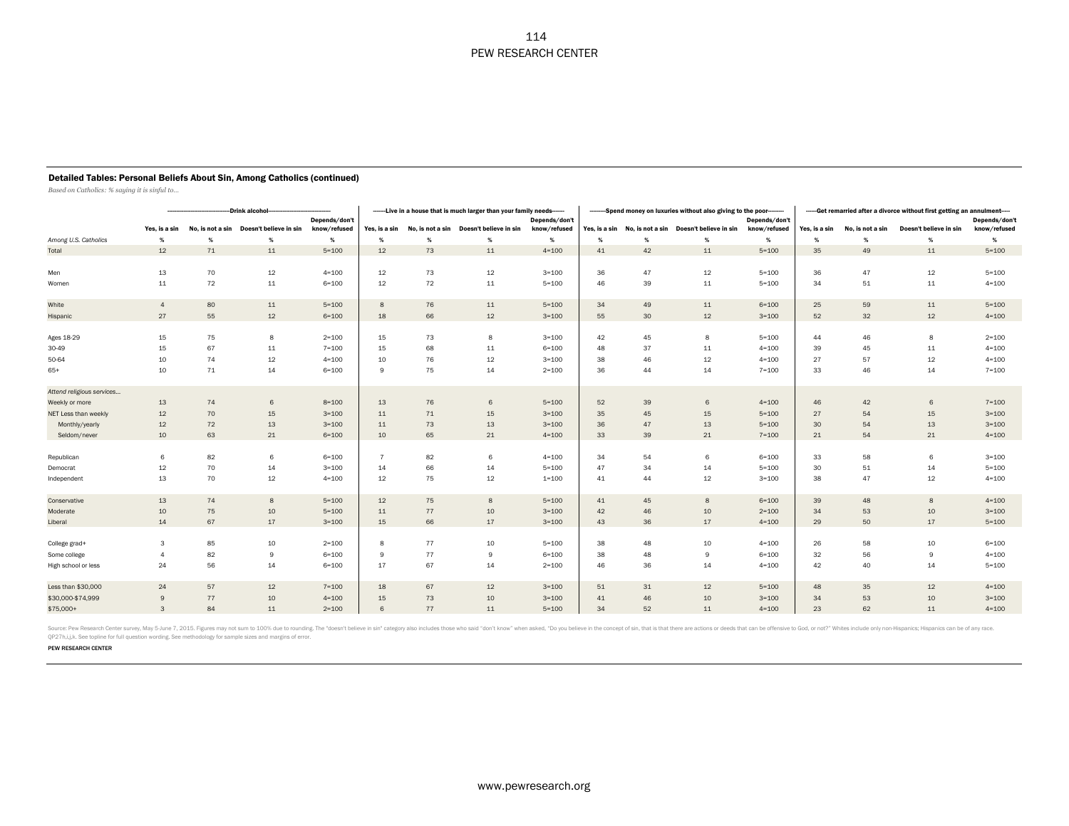### Detailed Tables: Personal Beliefs About Sin, Among Catholics (continued)

*Based on Catholics: % saying it is sinful to…*

| | Drink alcohol | | | | Live in a house that is much larger than your family needs | | | | Spend money on luxuries without also giving to the poor | | | | Get remarried after a divorce without first getting an annulment | | | |
|---|---|---|---|---|---|---|---|---|---|---|---|---|---|---|---|---|
| | Yes, is a sin | No, is not a sin | Doesn't believe in sin | Depends/don't know/refused | Yes, is a sin | No, is not a sin | Doesn't believe in sin | Depends/don't know/refused | Yes, is a sin | No, is not a sin | Doesn't believe in sin | Depends/don't know/refused | Yes, is a sin | No, is not a sin | Doesn't believe in sin | Depends/don't know/refused |
| *Among U.S. Catholics* | % | % | % | % | % | % | % | % | % | % | % | % | % | % | % | % |
| Total | 12 | 71 | 11 | 5=100 | 12 | 73 | 11 | 4=100 | 41 | 42 | 11 | 5=100 | 35 | 49 | 11 | 5=100 |
| Men | 13 | 70 | 12 | 4=100 | 12 | 73 | 12 | 3=100 | 36 | 47 | 12 | 5=100 | 36 | 47 | 12 | 5=100 |
| Women | 11 | 72 | 11 | 6=100 | 12 | 72 | 11 | 5=100 | 46 | 39 | 11 | 5=100 | 34 | 51 | 11 | 4=100 |
| White | 4 | 80 | 11 | 5=100 | 8 | 76 | 11 | 5=100 | 34 | 49 | 11 | 6=100 | 25 | 59 | 11 | 5=100 |
| Hispanic | 27 | 55 | 12 | 6=100 | 18 | 66 | 12 | 3=100 | 55 | 30 | 12 | 3=100 | 52 | 32 | 12 | 4=100 |
| Ages 18-29 | 15 | 75 | 8 | 2=100 | 15 | 73 | 8 | 3=100 | 42 | 45 | 8 | 5=100 | 44 | 46 | 8 | 2=100 |
| 30-49 | 15 | 67 | 11 | 7=100 | 15 | 68 | 11 | 6=100 | 48 | 37 | 11 | 4=100 | 39 | 45 | 11 | 4=100 |
| 50-64 | 10 | 74 | 12 | 4=100 | 10 | 76 | 12 | 3=100 | 38 | 46 | 12 | 4=100 | 27 | 57 | 12 | 4=100 |
| 65+ | 10 | 71 | 14 | 6=100 | 9 | 75 | 14 | 2=100 | 36 | 44 | 14 | 7=100 | 33 | 46 | 14 | 7=100 |
| *Attend religious services...* | | | | | | | | | | | | | | | | |
| Weekly or more | 13 | 74 | 6 | 8=100 | 13 | 76 | 6 | 5=100 | 52 | 39 | 6 | 4=100 | 46 | 42 | 6 | 7=100 |
| NET Less than weekly | 12 | 70 | 15 | 3=100 | 11 | 71 | 15 | 3=100 | 35 | 45 | 15 | 5=100 | 27 | 54 | 15 | 3=100 |
| Monthly/yearly | 12 | 72 | 13 | 3=100 | 11 | 73 | 13 | 3=100 | 36 | 47 | 13 | 5=100 | 30 | 54 | 13 | 3=100 |
| Seldom/never | 10 | 63 | 21 | 6=100 | 10 | 65 | 21 | 4=100 | 33 | 39 | 21 | 7=100 | 21 | 54 | 21 | 4=100 |
| Republican | 6 | 82 | 6 | 6=100 | 7 | 82 | 6 | 4=100 | 34 | 54 | 6 | 6=100 | 33 | 58 | 6 | 3=100 |
| Democrat | 12 | 70 | 14 | 3=100 | 14 | 66 | 14 | 5=100 | 47 | 34 | 14 | 5=100 | 30 | 51 | 14 | 5=100 |
| Independent | 13 | 70 | 12 | 4=100 | 12 | 75 | 12 | 1=100 | 41 | 44 | 12 | 3=100 | 38 | 47 | 12 | 4=100 |
| Conservative | 13 | 74 | 8 | 5=100 | 12 | 75 | 8 | 5=100 | 41 | 45 | 8 | 6=100 | 39 | 48 | 8 | 4=100 |
| Moderate | 10 | 75 | 10 | 5=100 | 11 | 77 | 10 | 3=100 | 42 | 46 | 10 | 2=100 | 34 | 53 | 10 | 3=100 |
| Liberal | 14 | 67 | 17 | 3=100 | 15 | 66 | 17 | 3=100 | 43 | 36 | 17 | 4=100 | 29 | 50 | 17 | 5=100 |
| College grad+ | 3 | 85 | 10 | 2=100 | 8 | 77 | 10 | 5=100 | 38 | 48 | 10 | 4=100 | 26 | 58 | 10 | 6=100 |
| Some college | 4 | 82 | 9 | 6=100 | 9 | 77 | 9 | 6=100 | 38 | 48 | 9 | 6=100 | 32 | 56 | 9 | 4=100 |
| High school or less | 24 | 56 | 14 | 6=100 | 17 | 67 | 14 | 2=100 | 46 | 36 | 14 | 4=100 | 42 | 40 | 14 | 5=100 |
| Less than $30,000 | 24 | 57 | 12 | 7=100 | 18 | 67 | 12 | 3=100 | 51 | 31 | 12 | 5=100 | 48 | 35 | 12 | 4=100 |
| $30,000-$74,999 | 9 | 77 | 10 | 4=100 | 15 | 73 | 10 | 3=100 | 41 | 46 | 10 | 3=100 | 34 | 53 | 10 | 3=100 |
| $75,000+ | 3 | 84 | 11 | 2=100 | 6 | 77 | 11 | 5=100 | 34 | 52 | 11 | 4=100 | 23 | 62 | 11 | 4=100 |

Source: Pew Research Center survey, May 5-June 7, 2015. Figures may not sum to 100% due to rounding. The "doesn't believe in sin" category also includes those who said "don't know" when asked, "Do you believe in the concept of sin, that is that there are actions or deeds that can be offensive to God, or not?" Whites include only non-Hispanics; Hispanics can be of any race. QP27h,i,j,k. See topline for full question wording. See methodology for sample sizes and margins of error.

PEW RESEARCH CENTER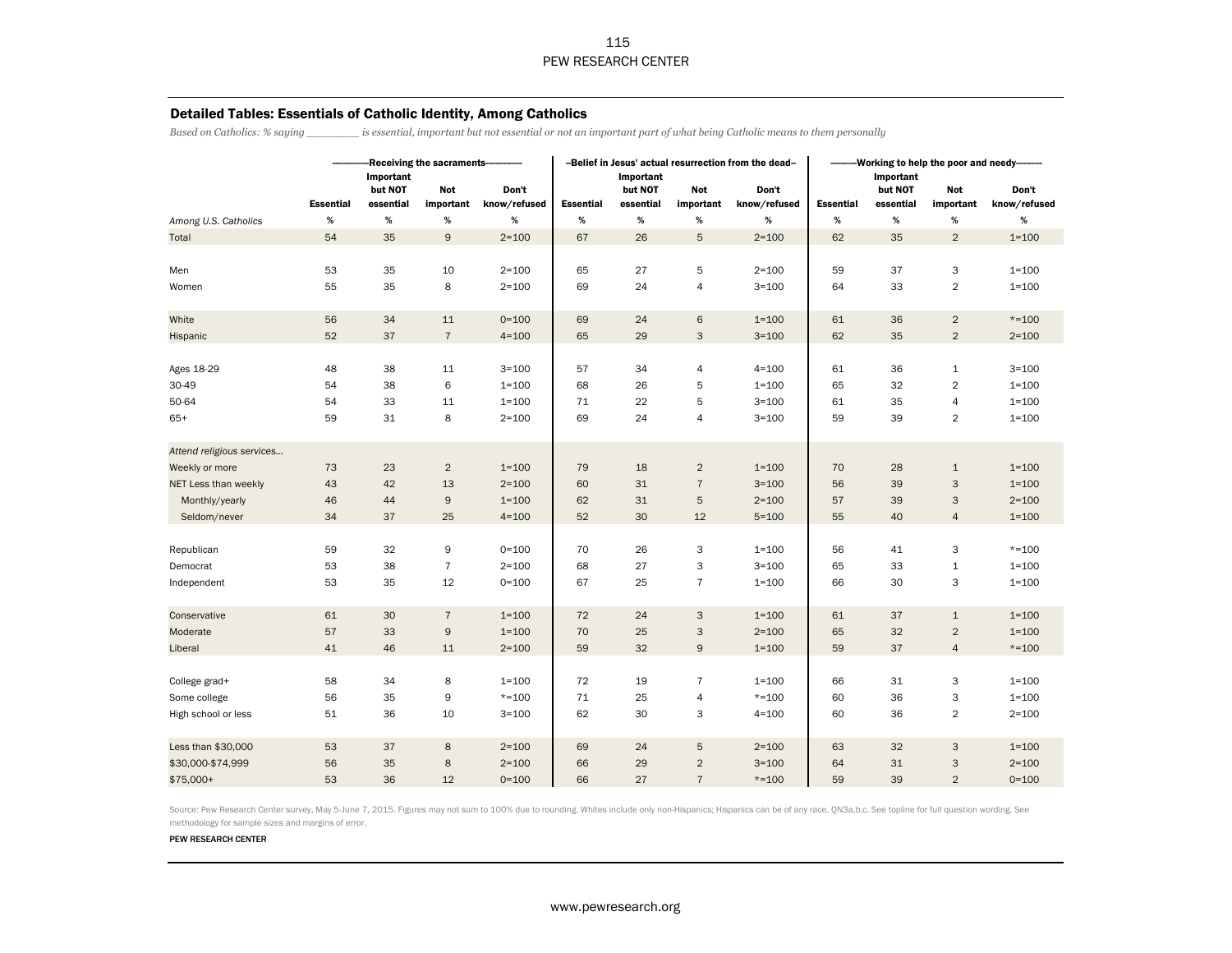## Detailed Tables: Essentials of Catholic Identity, Among Catholics

*Based on Catholics: % saying ________ is essential, important but not essential or not an important part of what being Catholic means to them personally*

| | Receiving the sacraments | | | | Belief in Jesus' actual resurrection from the dead | | | | Working to help the poor and needy | | | |
|---|---|---|---|---|---|---|---|---|---|---|---|---|
| | Essential | Important but NOT essential | Not important | Don't know/refused | Essential | Important but NOT essential | Not important | Don't know/refused | Essential | Important but NOT essential | Not important | Don't know/refused |
| *Among U.S. Catholics* | % | % | % | % | % | % | % | % | % | % | % | % |
| Total | 54 | 35 | 9 | 2=100 | 67 | 26 | 5 | 2=100 | 62 | 35 | 2 | 1=100 |
| Men | 53 | 35 | 10 | 2=100 | 65 | 27 | 5 | 2=100 | 59 | 37 | 3 | 1=100 |
| Women | 55 | 35 | 8 | 2=100 | 69 | 24 | 4 | 3=100 | 64 | 33 | 2 | 1=100 |
| White | 56 | 34 | 11 | 0=100 | 69 | 24 | 6 | 1=100 | 61 | 36 | 2 | *=100 |
| Hispanic | 52 | 37 | 7 | 4=100 | 65 | 29 | 3 | 3=100 | 62 | 35 | 2 | 2=100 |
| Ages 18-29 | 48 | 38 | 11 | 3=100 | 57 | 34 | 4 | 4=100 | 61 | 36 | 1 | 3=100 |
| 30-49 | 54 | 38 | 6 | 1=100 | 68 | 26 | 5 | 1=100 | 65 | 32 | 2 | 1=100 |
| 50-64 | 54 | 33 | 11 | 1=100 | 71 | 22 | 5 | 3=100 | 61 | 35 | 4 | 1=100 |
| 65+ | 59 | 31 | 8 | 2=100 | 69 | 24 | 4 | 3=100 | 59 | 39 | 2 | 1=100 |
| *Attend religious services...* | | | | | | | | | | | | |
| Weekly or more | 73 | 23 | 2 | 1=100 | 79 | 18 | 2 | 1=100 | 70 | 28 | 1 | 1=100 |
| NET Less than weekly | 43 | 42 | 13 | 2=100 | 60 | 31 | 7 | 3=100 | 56 | 39 | 3 | 1=100 |
| Monthly/yearly | 46 | 44 | 9 | 1=100 | 62 | 31 | 5 | 2=100 | 57 | 39 | 3 | 2=100 |
| Seldom/never | 34 | 37 | 25 | 4=100 | 52 | 30 | 12 | 5=100 | 55 | 40 | 4 | 1=100 |
| Republican | 59 | 32 | 9 | 0=100 | 70 | 26 | 3 | 1=100 | 56 | 41 | 3 | *=100 |
| Democrat | 53 | 38 | 7 | 2=100 | 68 | 27 | 3 | 3=100 | 65 | 33 | 1 | 1=100 |
| Independent | 53 | 35 | 12 | 0=100 | 67 | 25 | 7 | 1=100 | 66 | 30 | 3 | 1=100 |
| Conservative | 61 | 30 | 7 | 1=100 | 72 | 24 | 3 | 1=100 | 61 | 37 | 1 | 1=100 |
| Moderate | 57 | 33 | 9 | 1=100 | 70 | 25 | 3 | 2=100 | 65 | 32 | 2 | 1=100 |
| Liberal | 41 | 46 | 11 | 2=100 | 59 | 32 | 9 | 1=100 | 59 | 37 | 4 | *=100 |
| College grad+ | 58 | 34 | 8 | 1=100 | 72 | 19 | 7 | 1=100 | 66 | 31 | 3 | 1=100 |
| Some college | 56 | 35 | 9 | *=100 | 71 | 25 | 4 | *=100 | 60 | 36 | 3 | 1=100 |
| High school or less | 51 | 36 | 10 | 3=100 | 62 | 30 | 3 | 4=100 | 60 | 36 | 2 | 2=100 |
| Less than $30,000 | 53 | 37 | 8 | 2=100 | 69 | 24 | 5 | 2=100 | 63 | 32 | 3 | 1=100 |
| $30,000-$74,999 | 56 | 35 | 8 | 2=100 | 66 | 29 | 2 | 3=100 | 64 | 31 | 3 | 2=100 |
| $75,000+ | 53 | 36 | 12 | 0=100 | 66 | 27 | 7 | *=100 | 59 | 39 | 2 | 0=100 |

Source: Pew Research Center survey, May 5-June 7, 2015. Figures may not sum to 100% due to rounding. Whites include only non-Hispanics; Hispanics can be of any race. QN3a,b,c. See topline for full question wording. See methodology for sample sizes and margins of error.

PEW RESEARCH CENTER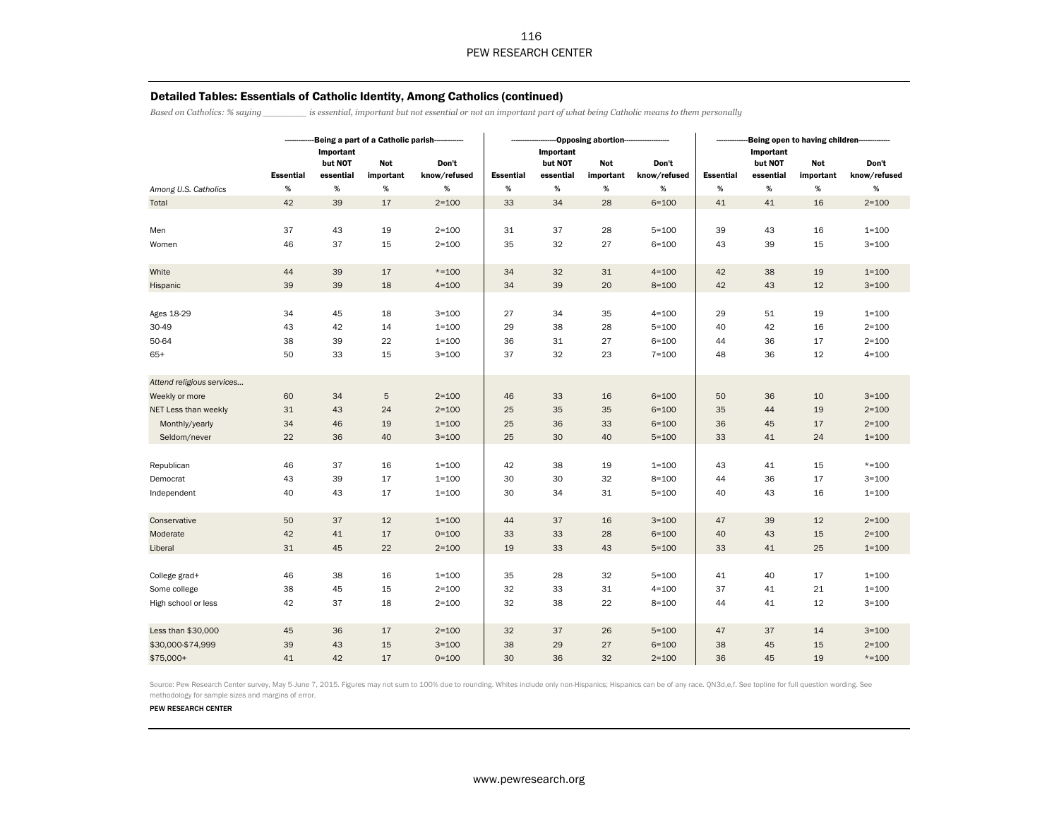## Detailed Tables: Essentials of Catholic Identity, Among Catholics (continued)

*Based on Catholics: % saying _________ is essential, important but not essential or not an important part of what being Catholic means to them personally*

| | Being a part of a Catholic parish | | | | Opposing abortion | | | | Being open to having children | | | |
|---|---|---|---|---|---|---|---|---|---|---|---|---|
| | Essential | Important but NOT essential | Not important | Don't know/refused | Essential | Important but NOT essential | Not important | Don't know/refused | Essential | Important but NOT essential | Not important | Don't know/refused |
| *Among U.S. Catholics* | % | % | % | % | % | % | % | % | % | % | % | % |
| Total | 42 | 39 | 17 | 2=100 | 33 | 34 | 28 | 6=100 | 41 | 41 | 16 | 2=100 |
| Men | 37 | 43 | 19 | 2=100 | 31 | 37 | 28 | 5=100 | 39 | 43 | 16 | 1=100 |
| Women | 46 | 37 | 15 | 2=100 | 35 | 32 | 27 | 6=100 | 43 | 39 | 15 | 3=100 |
| White | 44 | 39 | 17 | *=100 | 34 | 32 | 31 | 4=100 | 42 | 38 | 19 | 1=100 |
| Hispanic | 39 | 39 | 18 | 4=100 | 34 | 39 | 20 | 8=100 | 42 | 43 | 12 | 3=100 |
| Ages 18-29 | 34 | 45 | 18 | 3=100 | 27 | 34 | 35 | 4=100 | 29 | 51 | 19 | 1=100 |
| 30-49 | 43 | 42 | 14 | 1=100 | 29 | 38 | 28 | 5=100 | 40 | 42 | 16 | 2=100 |
| 50-64 | 38 | 39 | 22 | 1=100 | 36 | 31 | 27 | 6=100 | 44 | 36 | 17 | 2=100 |
| 65+ | 50 | 33 | 15 | 3=100 | 37 | 32 | 23 | 7=100 | 48 | 36 | 12 | 4=100 |
| *Attend religious services...* | | | | | | | | | | | | |
| Weekly or more | 60 | 34 | 5 | 2=100 | 46 | 33 | 16 | 6=100 | 50 | 36 | 10 | 3=100 |
| NET Less than weekly | 31 | 43 | 24 | 2=100 | 25 | 35 | 35 | 6=100 | 35 | 44 | 19 | 2=100 |
| Monthly/yearly | 34 | 46 | 19 | 1=100 | 25 | 36 | 33 | 6=100 | 36 | 45 | 17 | 2=100 |
| Seldom/never | 22 | 36 | 40 | 3=100 | 25 | 30 | 40 | 5=100 | 33 | 41 | 24 | 1=100 |
| Republican | 46 | 37 | 16 | 1=100 | 42 | 38 | 19 | 1=100 | 43 | 41 | 15 | *=100 |
| Democrat | 43 | 39 | 17 | 1=100 | 30 | 30 | 32 | 8=100 | 44 | 36 | 17 | 3=100 |
| Independent | 40 | 43 | 17 | 1=100 | 30 | 34 | 31 | 5=100 | 40 | 43 | 16 | 1=100 |
| Conservative | 50 | 37 | 12 | 1=100 | 44 | 37 | 16 | 3=100 | 47 | 39 | 12 | 2=100 |
| Moderate | 42 | 41 | 17 | 0=100 | 33 | 33 | 28 | 6=100 | 40 | 43 | 15 | 2=100 |
| Liberal | 31 | 45 | 22 | 2=100 | 19 | 33 | 43 | 5=100 | 33 | 41 | 25 | 1=100 |
| College grad+ | 46 | 38 | 16 | 1=100 | 35 | 28 | 32 | 5=100 | 41 | 40 | 17 | 1=100 |
| Some college | 38 | 45 | 15 | 2=100 | 32 | 33 | 31 | 4=100 | 37 | 41 | 21 | 1=100 |
| High school or less | 42 | 37 | 18 | 2=100 | 32 | 38 | 22 | 8=100 | 44 | 41 | 12 | 3=100 |
| Less than $30,000 | 45 | 36 | 17 | 2=100 | 32 | 37 | 26 | 5=100 | 47 | 37 | 14 | 3=100 |
| $30,000-$74,999 | 39 | 43 | 15 | 3=100 | 38 | 29 | 27 | 6=100 | 38 | 45 | 15 | 2=100 |
| $75,000+ | 41 | 42 | 17 | 0=100 | 30 | 36 | 32 | 2=100 | 36 | 45 | 19 | *=100 |

Source: Pew Research Center survey, May 5-June 7, 2015. Figures may not sum to 100% due to rounding. Whites include only non-Hispanics; Hispanics can be of any race. QN3d,e,f. See topline for full question wording. See methodology for sample sizes and margins of error.

PEW RESEARCH CENTER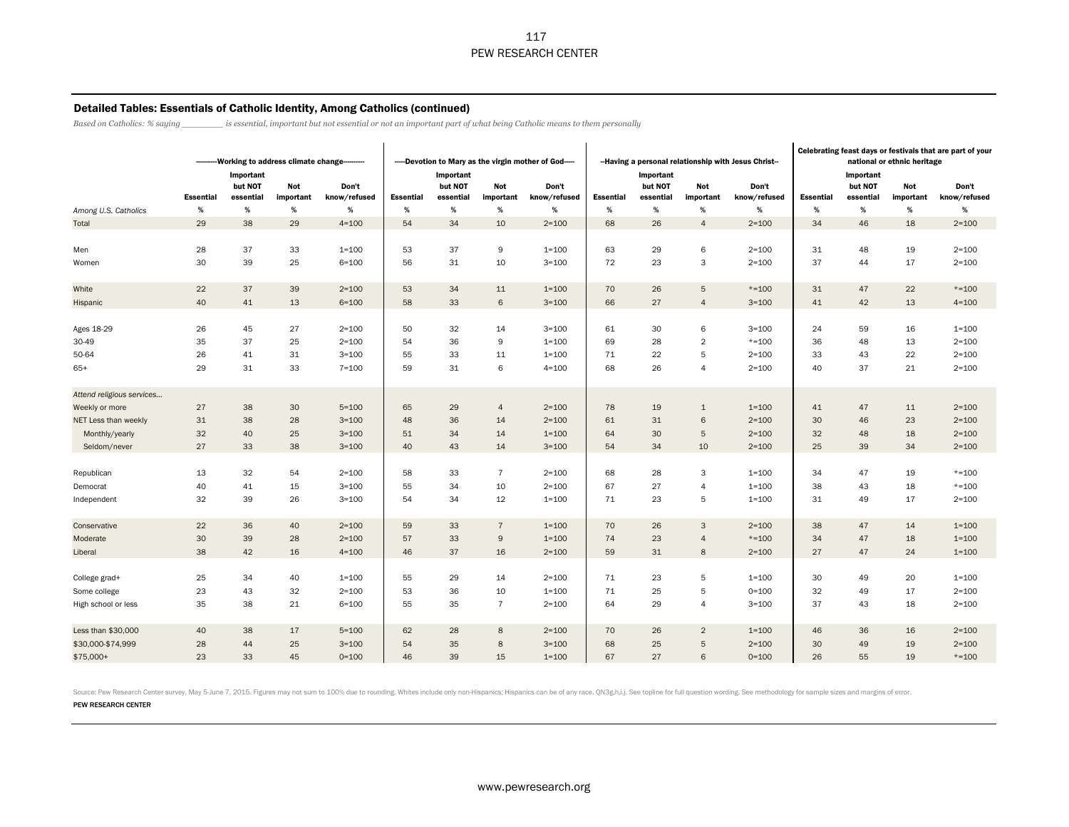## Detailed Tables: Essentials of Catholic Identity, Among Catholics (continued)

*Based on Catholics: % saying _________ is essential, important but not essential or not an important part of what being Catholic means to them personally*

| | Working to address climate change | | | | Devotion to Mary as the virgin mother of God | | | | Having a personal relationship with Jesus Christ | | | | Celebrating feast days or festivals that are part of your national or ethnic heritage | | | |
|---|---|---|---|---|---|---|---|---|---|---|---|---|---|---|---|---|
| | Essential | Important but NOT essential | Not important | Don't know/refused | Essential | Important but NOT essential | Not important | Don't know/refused | Essential | Important but NOT essential | Not important | Don't know/refused | Essential | Important but NOT essential | Not important | Don't know/refused |
| *Among U.S. Catholics* | % | % | % | % | % | % | % | % | % | % | % | % | % | % | % | % |
| Total | 29 | 38 | 29 | 4=100 | 54 | 34 | 10 | 2=100 | 68 | 26 | 4 | 2=100 | 34 | 46 | 18 | 2=100 |
| Men | 28 | 37 | 33 | 1=100 | 53 | 37 | 9 | 1=100 | 63 | 29 | 6 | 2=100 | 31 | 48 | 19 | 2=100 |
| Women | 30 | 39 | 25 | 6=100 | 56 | 31 | 10 | 3=100 | 72 | 23 | 3 | 2=100 | 37 | 44 | 17 | 2=100 |
| White | 22 | 37 | 39 | 2=100 | 53 | 34 | 11 | 1=100 | 70 | 26 | 5 | *=100 | 31 | 47 | 22 | *=100 |
| Hispanic | 40 | 41 | 13 | 6=100 | 58 | 33 | 6 | 3=100 | 66 | 27 | 4 | 3=100 | 41 | 42 | 13 | 4=100 |
| Ages 18-29 | 26 | 45 | 27 | 2=100 | 50 | 32 | 14 | 3=100 | 61 | 30 | 6 | 3=100 | 24 | 59 | 16 | 1=100 |
| 30-49 | 35 | 37 | 25 | 2=100 | 54 | 36 | 9 | 1=100 | 69 | 28 | 2 | *=100 | 36 | 48 | 13 | 2=100 |
| 50-64 | 26 | 41 | 31 | 3=100 | 55 | 33 | 11 | 1=100 | 71 | 22 | 5 | 2=100 | 33 | 43 | 22 | 2=100 |
| 65+ | 29 | 31 | 33 | 7=100 | 59 | 31 | 6 | 4=100 | 68 | 26 | 4 | 2=100 | 40 | 37 | 21 | 2=100 |
| *Attend religious services...* | | | | | | | | | | | | | | | | |
| Weekly or more | 27 | 38 | 30 | 5=100 | 65 | 29 | 4 | 2=100 | 78 | 19 | 1 | 1=100 | 41 | 47 | 11 | 2=100 |
| NET Less than weekly | 31 | 38 | 28 | 3=100 | 48 | 36 | 14 | 2=100 | 61 | 31 | 6 | 2=100 | 30 | 46 | 23 | 2=100 |
| Monthly/yearly | 32 | 40 | 25 | 3=100 | 51 | 34 | 14 | 1=100 | 64 | 30 | 5 | 2=100 | 32 | 48 | 18 | 2=100 |
| Seldom/never | 27 | 33 | 38 | 3=100 | 40 | 43 | 14 | 3=100 | 54 | 34 | 10 | 2=100 | 25 | 39 | 34 | 2=100 |
| Republican | 13 | 32 | 54 | 2=100 | 58 | 33 | 7 | 2=100 | 68 | 28 | 3 | 1=100 | 34 | 47 | 19 | *=100 |
| Democrat | 40 | 41 | 15 | 3=100 | 55 | 34 | 10 | 2=100 | 67 | 27 | 4 | 1=100 | 38 | 43 | 18 | *=100 |
| Independent | 32 | 39 | 26 | 3=100 | 54 | 34 | 12 | 1=100 | 71 | 23 | 5 | 1=100 | 31 | 49 | 17 | 2=100 |
| Conservative | 22 | 36 | 40 | 2=100 | 59 | 33 | 7 | 1=100 | 70 | 26 | 3 | 2=100 | 38 | 47 | 14 | 1=100 |
| Moderate | 30 | 39 | 28 | 2=100 | 57 | 33 | 9 | 1=100 | 74 | 23 | 4 | *=100 | 34 | 47 | 18 | 1=100 |
| Liberal | 38 | 42 | 16 | 4=100 | 46 | 37 | 16 | 2=100 | 59 | 31 | 8 | 2=100 | 27 | 47 | 24 | 1=100 |
| College grad+ | 25 | 34 | 40 | 1=100 | 55 | 29 | 14 | 2=100 | 71 | 23 | 5 | 1=100 | 30 | 49 | 20 | 1=100 |
| Some college | 23 | 43 | 32 | 2=100 | 53 | 36 | 10 | 1=100 | 71 | 25 | 5 | 0=100 | 32 | 49 | 17 | 2=100 |
| High school or less | 35 | 38 | 21 | 6=100 | 55 | 35 | 7 | 2=100 | 64 | 29 | 4 | 3=100 | 37 | 43 | 18 | 2=100 |
| Less than $30,000 | 40 | 38 | 17 | 5=100 | 62 | 28 | 8 | 2=100 | 70 | 26 | 2 | 1=100 | 46 | 36 | 16 | 2=100 |
| $30,000-$74,999 | 28 | 44 | 25 | 3=100 | 54 | 35 | 8 | 3=100 | 68 | 25 | 5 | 2=100 | 30 | 49 | 19 | 2=100 |
| $75,000+ | 23 | 33 | 45 | 0=100 | 46 | 39 | 15 | 1=100 | 67 | 27 | 6 | 0=100 | 26 | 55 | 19 | *=100 |

Source: Pew Research Center survey, May 5-June 7, 2015. Figures may not sum to 100% due to rounding. Whites include only non-Hispanics; Hispanics can be of any race. QN3g,h,i,j. See topline for full question wording. See methodology for sample sizes and margins of error.

PEW RESEARCH CENTER